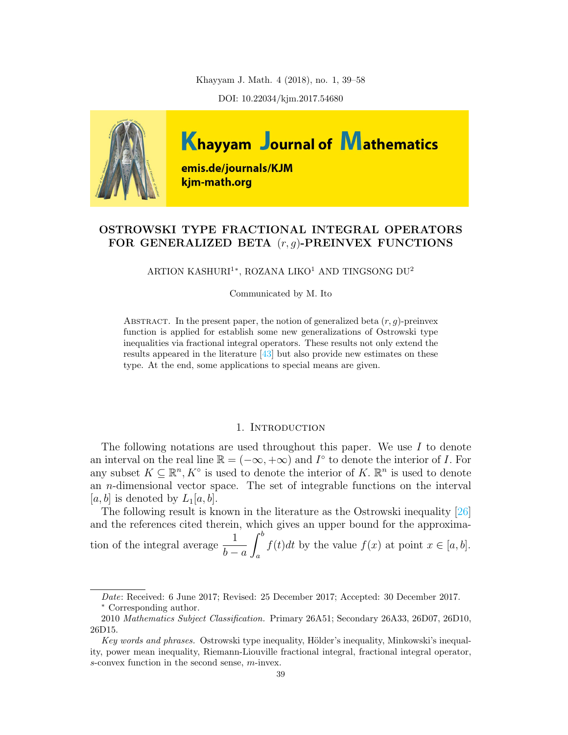# OSTROWSKI TYPE FRACTIONAL INTEGRAL OPERATORS FOR GENERALIZED BETA $(r, g)$-PREINVEX FUNCTIONS

ARTION KASHURI[1*], ROZANA LIKO[1] AND TINGSONG DU[2]

Communicated by M. Ito

Abstract. In the present paper, the notion of generalized beta $(r, g)$-preinvex function is applied for establish some new generalizations of Ostrowski type inequalities via fractional integral operators. These results not only extend the results appeared in the literature [43] but also provide new estimates on these type. At the end, some applications to special means are given.

## 1. Introduction

The following notations are used throughout this paper. We use $I$ to denote an interval on the real line $\mathbb{R} = (-\infty, +\infty)$ and $I^\circ$ to denote the interior of $I$. For any subset $K \subseteq \mathbb{R}^n$, $K^\circ$ is used to denote the interior of $K$. $\mathbb{R}^n$ is used to denote an $n$-dimensional vector space. The set of integrable functions on the interval $[a, b]$ is denoted by $L_1[a, b]$.

The following result is known in the literature as the Ostrowski inequality [26] and the references cited therein, which gives an upper bound for the approximation of the integral average $\dfrac{1}{b-a}\displaystyle\int_a^b f(t)dt$ by the value $f(x)$ at point $x \in [a, b]$.

---

*Date*: Received: 6 June 2017; Revised: 25 December 2017; Accepted: 30 December 2017.

* Corresponding author.

2010 *Mathematics Subject Classification.* Primary 26A51; Secondary 26A33, 26D07, 26D10, 26D15.

*Key words and phrases.* Ostrowski type inequality, Hölder's inequality, Minkowski's inequality, power mean inequality, Riemann-Liouville fractional integral, fractional integral operator, $s$-convex function in the second sense, $m$-invex.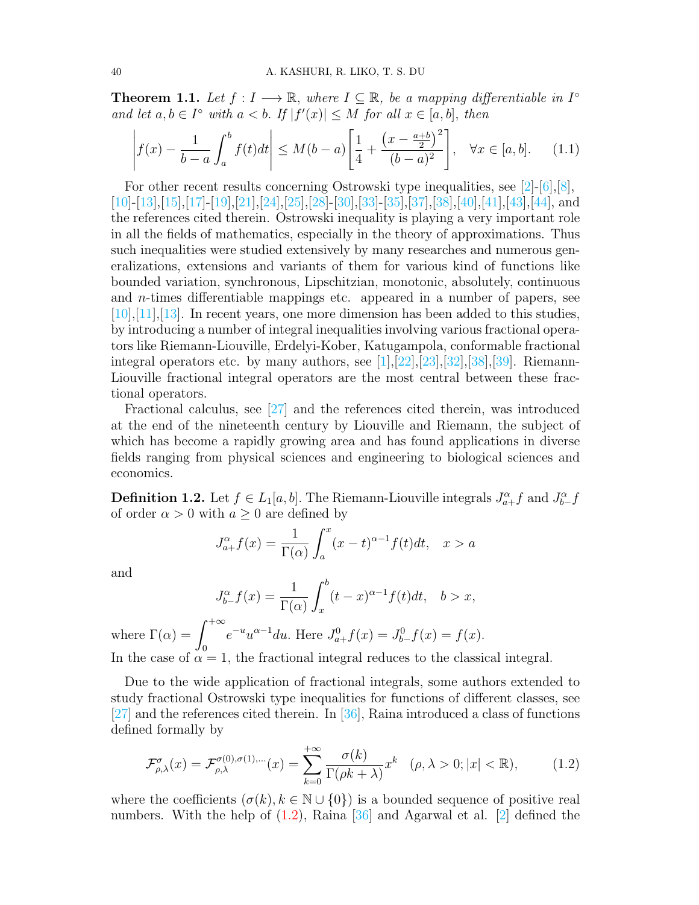**Theorem 1.1.** *Let $f : I \longrightarrow \mathbb{R}$, where $I \subseteq \mathbb{R}$, be a mapping differentiable in $I^\circ$ and let $a, b \in I^\circ$ with $a < b$. If $|f'(x)| \leq M$ for all $x \in [a, b]$, then*

$$\left| f(x) - \frac{1}{b-a}\int_a^b f(t)dt \right| \leq M(b-a)\left[\frac{1}{4} + \frac{\left(x - \frac{a+b}{2}\right)^2}{(b-a)^2}\right], \quad \forall x \in [a, b]. \tag{1.1}$$

For other recent results concerning Ostrowski type inequalities, see [2]-[6],[8], [10]-[13],[15],[17]-[19],[21],[24],[25],[28]-[30],[33]-[35],[37],[38],[40],[41],[43],[44], and the references cited therein. Ostrowski inequality is playing a very important role in all the fields of mathematics, especially in the theory of approximations. Thus such inequalities were studied extensively by many researches and numerous generalizations, extensions and variants of them for various kind of functions like bounded variation, synchronous, Lipschitzian, monotonic, absolutely, continuous and $n$-times differentiable mappings etc. appeared in a number of papers, see [10],[11],[13]. In recent years, one more dimension has been added to this studies, by introducing a number of integral inequalities involving various fractional operators like Riemann-Liouville, Erdelyi-Kober, Katugampola, conformable fractional integral operators etc. by many authors, see [1],[22],[23],[32],[38],[39]. Riemann-Liouville fractional integral operators are the most central between these fractional operators.

Fractional calculus, see [27] and the references cited therein, was introduced at the end of the nineteenth century by Liouville and Riemann, the subject of which has become a rapidly growing area and has found applications in diverse fields ranging from physical sciences and engineering to biological sciences and economics.

**Definition 1.2.** Let $f \in L_1[a, b]$. The Riemann-Liouville integrals $J^\alpha_{a+}f$ and $J^\alpha_{b-}f$ of order $\alpha > 0$ with $a \geq 0$ are defined by

$$J^\alpha_{a+}f(x) = \frac{1}{\Gamma(\alpha)}\int_a^x (x-t)^{\alpha-1}f(t)dt, \quad x > a$$

and

$$J^\alpha_{b-}f(x) = \frac{1}{\Gamma(\alpha)}\int_x^b (t-x)^{\alpha-1}f(t)dt, \quad b > x,$$

where $\Gamma(\alpha) = \displaystyle\int_0^{+\infty} e^{-u}u^{\alpha-1}du$. Here $J^0_{a+}f(x) = J^0_{b-}f(x) = f(x)$.
In the case of $\alpha = 1$, the fractional integral reduces to the classical integral.

Due to the wide application of fractional integrals, some authors extended to study fractional Ostrowski type inequalities for functions of different classes, see [27] and the references cited therein. In [36], Raina introduced a class of functions defined formally by

$$\mathcal{F}^\sigma_{\rho,\lambda}(x) = \mathcal{F}^{\sigma(0),\sigma(1),\dots}_{\rho,\lambda}(x) = \sum_{k=0}^{+\infty} \frac{\sigma(k)}{\Gamma(\rho k + \lambda)}x^k \quad (\rho, \lambda > 0; |x| < \mathbb{R}), \tag{1.2}$$

where the coefficients $(\sigma(k), k \in \mathbb{N} \cup \{0\})$ is a bounded sequence of positive real numbers. With the help of (1.2), Raina [36] and Agarwal et al. [2] defined the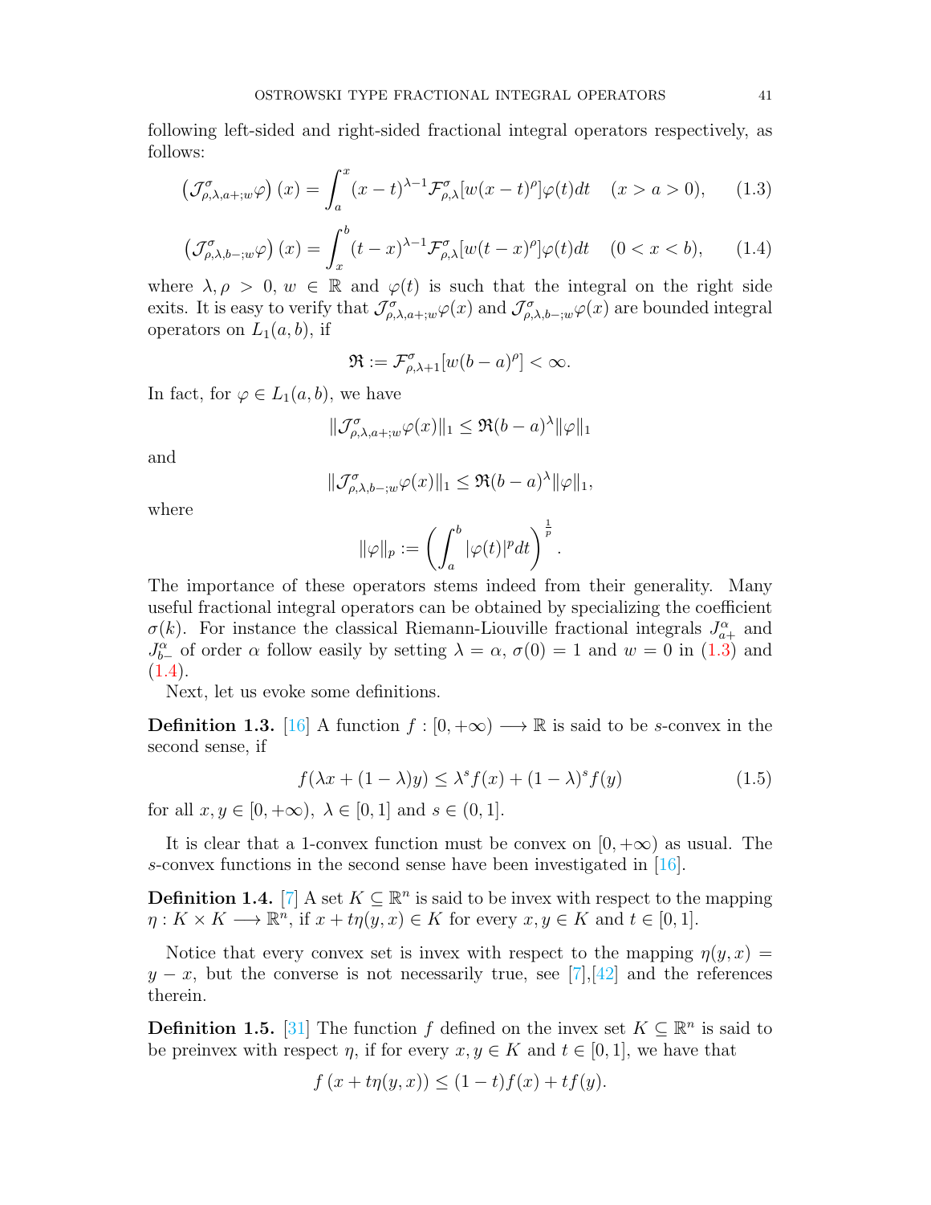following left-sided and right-sided fractional integral operators respectively, as follows:

$$\left(\mathcal{J}^{\sigma}_{\rho,\lambda,a+;w}\varphi\right)(x) = \int_a^x (x-t)^{\lambda-1}\mathcal{F}^{\sigma}_{\rho,\lambda}[w(x-t)^{\rho}]\varphi(t)dt \quad (x > a > 0), \tag{1.3}$$

$$\left(\mathcal{J}^{\sigma}_{\rho,\lambda,b-;w}\varphi\right)(x) = \int_x^b (t-x)^{\lambda-1}\mathcal{F}^{\sigma}_{\rho,\lambda}[w(t-x)^{\rho}]\varphi(t)dt \quad (0 < x < b), \tag{1.4}$$

where $\lambda, \rho > 0$, $w \in \mathbb{R}$ and $\varphi(t)$ is such that the integral on the right side exits. It is easy to verify that $\mathcal{J}^{\sigma}_{\rho,\lambda,a+;w}\varphi(x)$ and $\mathcal{J}^{\sigma}_{\rho,\lambda,b-;w}\varphi(x)$ are bounded integral operators on $L_1(a,b)$, if

$$\mathfrak{R} := \mathcal{F}^{\sigma}_{\rho,\lambda+1}[w(b-a)^{\rho}] < \infty.$$

In fact, for $\varphi \in L_1(a,b)$, we have

$$\|\mathcal{J}^{\sigma}_{\rho,\lambda,a+;w}\varphi(x)\|_1 \leq \mathfrak{R}(b-a)^{\lambda}\|\varphi\|_1$$

and

$$\|\mathcal{J}^{\sigma}_{\rho,\lambda,b-;w}\varphi(x)\|_1 \leq \mathfrak{R}(b-a)^{\lambda}\|\varphi\|_1,$$

where

$$\|\varphi\|_p := \left(\int_a^b |\varphi(t)|^p dt\right)^{\frac{1}{p}}.$$

The importance of these operators stems indeed from their generality. Many useful fractional integral operators can be obtained by specializing the coefficient $\sigma(k)$. For instance the classical Riemann-Liouville fractional integrals $J^{\alpha}_{a+}$ and $J^{\alpha}_{b-}$ of order $\alpha$ follow easily by setting $\lambda = \alpha$, $\sigma(0) = 1$ and $w = 0$ in (1.3) and (1.4).

Next, let us evoke some definitions.

**Definition 1.3.** [16] A function $f : [0,+\infty) \longrightarrow \mathbb{R}$ is said to be $s$-convex in the second sense, if

$$f(\lambda x + (1-\lambda)y) \leq \lambda^s f(x) + (1-\lambda)^s f(y) \tag{1.5}$$

for all $x, y \in [0,+\infty)$, $\lambda \in [0,1]$ and $s \in (0,1]$.

It is clear that a 1-convex function must be convex on $[0,+\infty)$ as usual. The $s$-convex functions in the second sense have been investigated in [16].

**Definition 1.4.** [7] A set $K \subseteq \mathbb{R}^n$ is said to be invex with respect to the mapping $\eta : K \times K \longrightarrow \mathbb{R}^n$, if $x + t\eta(y,x) \in K$ for every $x, y \in K$ and $t \in [0,1]$.

Notice that every convex set is invex with respect to the mapping $\eta(y,x) = y - x$, but the converse is not necessarily true, see [7],[42] and the references therein.

**Definition 1.5.** [31] The function $f$ defined on the invex set $K \subseteq \mathbb{R}^n$ is said to be preinvex with respect $\eta$, if for every $x, y \in K$ and $t \in [0,1]$, we have that

$$f\left(x + t\eta(y,x)\right) \leq (1-t)f(x) + tf(y).$$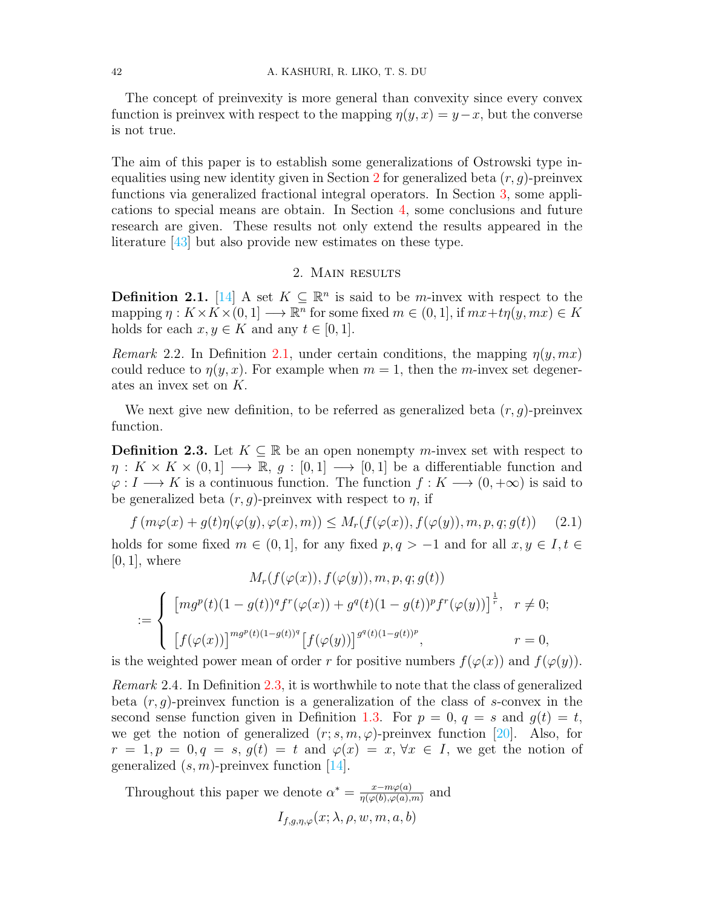The concept of preinvexity is more general than convexity since every convex function is preinvex with respect to the mapping $\eta(y,x) = y - x$, but the converse is not true.

The aim of this paper is to establish some generalizations of Ostrowski type inequalities using new identity given in Section 2 for generalized beta $(r,g)$-preinvex functions via generalized fractional integral operators. In Section 3, some applications to special means are obtain. In Section 4, some conclusions and future research are given. These results not only extend the results appeared in the literature [43] but also provide new estimates on these type.

## 2. Main results

**Definition 2.1.** [14] A set $K \subseteq \mathbb{R}^n$ is said to be $m$-invex with respect to the mapping $\eta : K \times K \times (0,1] \longrightarrow \mathbb{R}^n$ for some fixed $m \in (0,1]$, if $mx + t\eta(y, mx) \in K$ holds for each $x, y \in K$ and any $t \in [0,1]$.

*Remark* 2.2. In Definition 2.1, under certain conditions, the mapping $\eta(y, mx)$ could reduce to $\eta(y,x)$. For example when $m = 1$, then the $m$-invex set degenerates an invex set on $K$.

We next give new definition, to be referred as generalized beta $(r,g)$-preinvex function.

**Definition 2.3.** Let $K \subseteq \mathbb{R}$ be an open nonempty $m$-invex set with respect to $\eta : K \times K \times (0,1] \longrightarrow \mathbb{R}$, $g : [0,1] \longrightarrow [0,1]$ be a differentiable function and $\varphi : I \longrightarrow K$ is a continuous function. The function $f : K \longrightarrow (0,+\infty)$ is said to be generalized beta $(r,g)$-preinvex with respect to $\eta$, if

$$f\left(m\varphi(x) + g(t)\eta(\varphi(y),\varphi(x),m)\right) \leq M_r(f(\varphi(x)), f(\varphi(y)), m, p, q; g(t)) \tag{2.1}$$

holds for some fixed $m \in (0,1]$, for any fixed $p, q > -1$ and for all $x, y \in I$, $t \in [0,1]$, where

$$M_r(f(\varphi(x)), f(\varphi(y)), m, p, q; g(t))$$

$$:= \begin{cases} \left[mg^p(t)(1-g(t))^q f^r(\varphi(x)) + g^q(t)(1-g(t))^p f^r(\varphi(y))\right]^{\frac{1}{r}}, & r \neq 0; \\[2ex] \left[f(\varphi(x))\right]^{mg^p(t)(1-g(t))^q}\left[f(\varphi(y))\right]^{g^q(t)(1-g(t))^p}, & r = 0, \end{cases}$$

is the weighted power mean of order $r$ for positive numbers $f(\varphi(x))$ and $f(\varphi(y))$.

*Remark* 2.4. In Definition 2.3, it is worthwhile to note that the class of generalized beta $(r,g)$-preinvex function is a generalization of the class of $s$-convex in the second sense function given in Definition 1.3. For $p = 0$, $q = s$ and $g(t) = t$, we get the notion of generalized $(r; s, m, \varphi)$-preinvex function [20]. Also, for $r = 1, p = 0, q = s$, $g(t) = t$ and $\varphi(x) = x$, $\forall x \in I$, we get the notion of generalized $(s,m)$-preinvex function [14].

Throughout this paper we denote $\alpha^* = \frac{x - m\varphi(a)}{\eta(\varphi(b),\varphi(a),m)}$ and

$$I_{f,g,\eta,\varphi}(x; \lambda, \rho, w, m, a, b)$$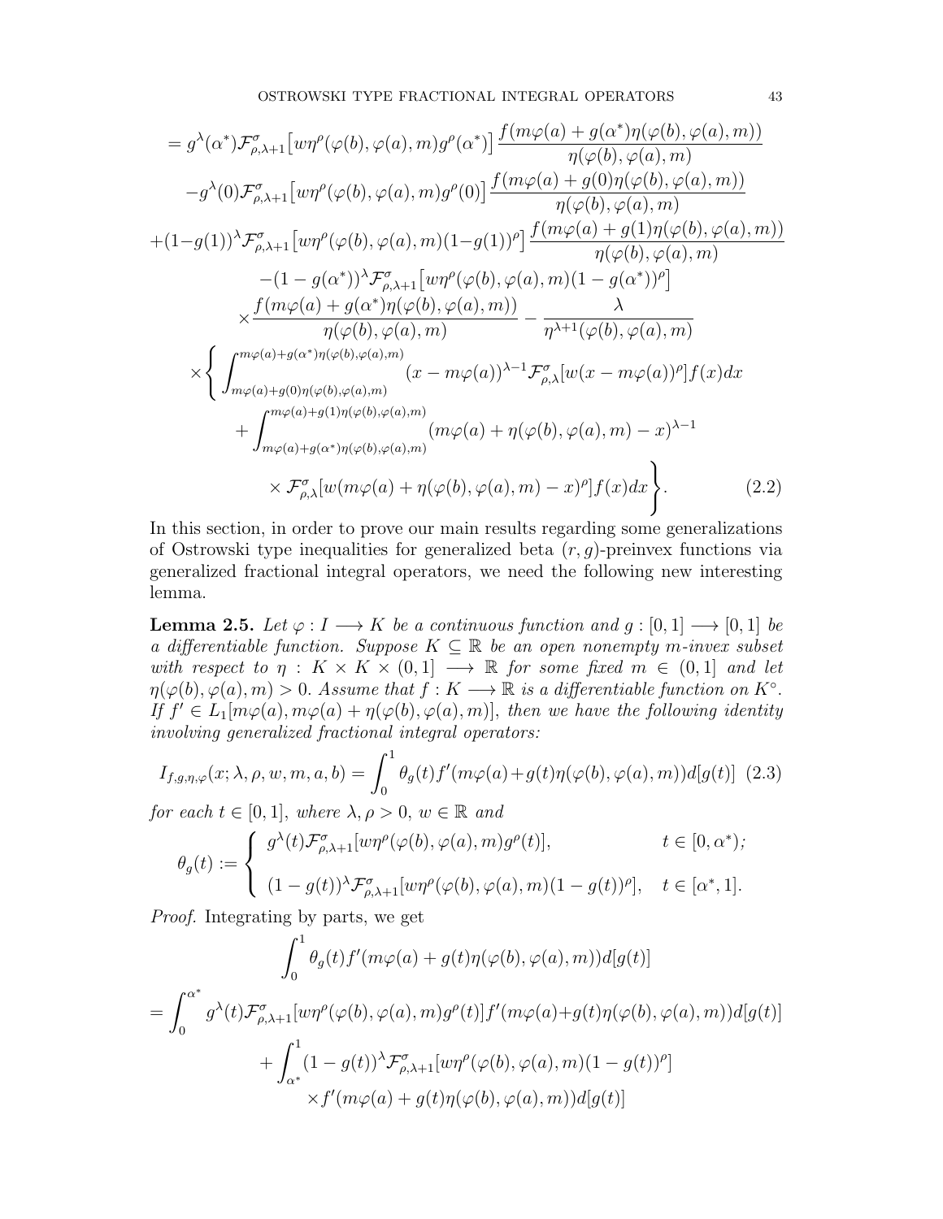$$
\begin{aligned}
&= g^{\lambda}(\alpha^*)\mathcal{F}^{\sigma}_{\rho,\lambda+1}\big[w\eta^{\rho}(\varphi(b),\varphi(a),m)g^{\rho}(\alpha^*)\big]\frac{f(m\varphi(a)+g(\alpha^*)\eta(\varphi(b),\varphi(a),m))}{\eta(\varphi(b),\varphi(a),m)}\\
&\quad -g^{\lambda}(0)\mathcal{F}^{\sigma}_{\rho,\lambda+1}\big[w\eta^{\rho}(\varphi(b),\varphi(a),m)g^{\rho}(0)\big]\frac{f(m\varphi(a)+g(0)\eta(\varphi(b),\varphi(a),m))}{\eta(\varphi(b),\varphi(a),m)}\\
&\quad +(1-g(1))^{\lambda}\mathcal{F}^{\sigma}_{\rho,\lambda+1}\big[w\eta^{\rho}(\varphi(b),\varphi(a),m)(1-g(1))^{\rho}\big]\frac{f(m\varphi(a)+g(1)\eta(\varphi(b),\varphi(a),m))}{\eta(\varphi(b),\varphi(a),m)}\\
&\quad -(1-g(\alpha^*))^{\lambda}\mathcal{F}^{\sigma}_{\rho,\lambda+1}\big[w\eta^{\rho}(\varphi(b),\varphi(a),m)(1-g(\alpha^*))^{\rho}\big]\\
&\quad \times\frac{f(m\varphi(a)+g(\alpha^*)\eta(\varphi(b),\varphi(a),m))}{\eta(\varphi(b),\varphi(a),m)}-\frac{\lambda}{\eta^{\lambda+1}(\varphi(b),\varphi(a),m)}\\
&\quad \times\Bigg\{\int_{m\varphi(a)+g(0)\eta(\varphi(b),\varphi(a),m)}^{m\varphi(a)+g(\alpha^*)\eta(\varphi(b),\varphi(a),m)}(x-m\varphi(a))^{\lambda-1}\mathcal{F}^{\sigma}_{\rho,\lambda}[w(x-m\varphi(a))^{\rho}]f(x)dx\\
&\quad +\int_{m\varphi(a)+g(\alpha^*)\eta(\varphi(b),\varphi(a),m)}^{m\varphi(a)+g(1)\eta(\varphi(b),\varphi(a),m)}(m\varphi(a)+\eta(\varphi(b),\varphi(a),m)-x)^{\lambda-1}\\
&\quad \times\mathcal{F}^{\sigma}_{\rho,\lambda}[w(m\varphi(a)+\eta(\varphi(b),\varphi(a),m)-x)^{\rho}]f(x)dx\Bigg\}. \qquad (2.2)
\end{aligned}
$$

In this section, in order to prove our main results regarding some generalizations of Ostrowski type inequalities for generalized beta $(r,g)$-preinvex functions via generalized fractional integral operators, we need the following new interesting lemma.

**Lemma 2.5.** *Let $\varphi : I \longrightarrow K$ be a continuous function and $g : [0,1] \longrightarrow [0,1]$ be a differentiable function. Suppose $K \subseteq \mathbb{R}$ be an open nonempty $m$-invex subset with respect to $\eta : K \times K \times (0,1] \longrightarrow \mathbb{R}$ for some fixed $m \in (0,1]$ and let $\eta(\varphi(b),\varphi(a),m) > 0$. Assume that $f : K \longrightarrow \mathbb{R}$ is a differentiable function on $K^{\circ}$. If $f' \in L_1[m\varphi(a), m\varphi(a)+\eta(\varphi(b),\varphi(a),m)]$, then we have the following identity involving generalized fractional integral operators:*

$$
I_{f,g,\eta,\varphi}(x;\lambda,\rho,w,m,a,b)=\int_0^1\theta_g(t)f'(m\varphi(a)+g(t)\eta(\varphi(b),\varphi(a),m))d[g(t)] \quad (2.3)
$$

*for each $t \in [0,1]$, where $\lambda, \rho > 0$, $w \in \mathbb{R}$ and*

$$
\theta_g(t) := \begin{cases} g^{\lambda}(t)\mathcal{F}^{\sigma}_{\rho,\lambda+1}[w\eta^{\rho}(\varphi(b),\varphi(a),m)g^{\rho}(t)], & t \in [0,\alpha^*);\\[2mm] (1-g(t))^{\lambda}\mathcal{F}^{\sigma}_{\rho,\lambda+1}[w\eta^{\rho}(\varphi(b),\varphi(a),m)(1-g(t))^{\rho}], & t \in [\alpha^*,1]. \end{cases}
$$

*Proof.* Integrating by parts, we get

$$
\begin{aligned}
&\int_0^1\theta_g(t)f'(m\varphi(a)+g(t)\eta(\varphi(b),\varphi(a),m))d[g(t)]\\
&=\int_0^{\alpha^*}g^{\lambda}(t)\mathcal{F}^{\sigma}_{\rho,\lambda+1}[w\eta^{\rho}(\varphi(b),\varphi(a),m)g^{\rho}(t)]f'(m\varphi(a)+g(t)\eta(\varphi(b),\varphi(a),m))d[g(t)]\\
&\quad +\int_{\alpha^*}^1(1-g(t))^{\lambda}\mathcal{F}^{\sigma}_{\rho,\lambda+1}[w\eta^{\rho}(\varphi(b),\varphi(a),m)(1-g(t))^{\rho}]\\
&\quad \times f'(m\varphi(a)+g(t)\eta(\varphi(b),\varphi(a),m))d[g(t)]
\end{aligned}
$$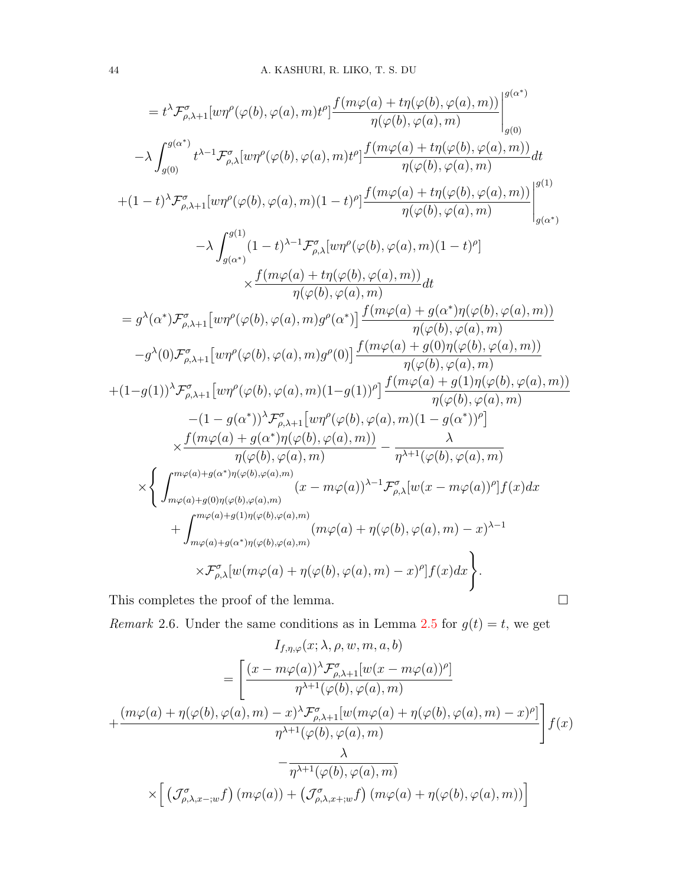$$
\begin{aligned}
&= t^{\lambda}\mathcal{F}^{\sigma}_{\rho,\lambda+1}[w\eta^{\rho}(\varphi(b),\varphi(a),m)t^{\rho}]\frac{f(m\varphi(a)+t\eta(\varphi(b),\varphi(a),m))}{\eta(\varphi(b),\varphi(a),m)}\Bigg|_{g(0)}^{g(\alpha^*)}\\
&-\lambda\int_{g(0)}^{g(\alpha^*)}t^{\lambda-1}\mathcal{F}^{\sigma}_{\rho,\lambda}[w\eta^{\rho}(\varphi(b),\varphi(a),m)t^{\rho}]\frac{f(m\varphi(a)+t\eta(\varphi(b),\varphi(a),m))}{\eta(\varphi(b),\varphi(a),m)}dt\\
&+(1-t)^{\lambda}\mathcal{F}^{\sigma}_{\rho,\lambda+1}[w\eta^{\rho}(\varphi(b),\varphi(a),m)(1-t)^{\rho}]\frac{f(m\varphi(a)+t\eta(\varphi(b),\varphi(a),m))}{\eta(\varphi(b),\varphi(a),m)}\Bigg|_{g(\alpha^*)}^{g(1)}\\
&-\lambda\int_{g(\alpha^*)}^{g(1)}(1-t)^{\lambda-1}\mathcal{F}^{\sigma}_{\rho,\lambda}[w\eta^{\rho}(\varphi(b),\varphi(a),m)(1-t)^{\rho}]\\
&\times\frac{f(m\varphi(a)+t\eta(\varphi(b),\varphi(a),m))}{\eta(\varphi(b),\varphi(a),m)}dt\\
&= g^{\lambda}(\alpha^*)\mathcal{F}^{\sigma}_{\rho,\lambda+1}\big[w\eta^{\rho}(\varphi(b),\varphi(a),m)g^{\rho}(\alpha^*)\big]\frac{f(m\varphi(a)+g(\alpha^*)\eta(\varphi(b),\varphi(a),m))}{\eta(\varphi(b),\varphi(a),m)}\\
&-g^{\lambda}(0)\mathcal{F}^{\sigma}_{\rho,\lambda+1}\big[w\eta^{\rho}(\varphi(b),\varphi(a),m)g^{\rho}(0)\big]\frac{f(m\varphi(a)+g(0)\eta(\varphi(b),\varphi(a),m))}{\eta(\varphi(b),\varphi(a),m)}\\
&+(1-g(1))^{\lambda}\mathcal{F}^{\sigma}_{\rho,\lambda+1}\big[w\eta^{\rho}(\varphi(b),\varphi(a),m)(1-g(1))^{\rho}\big]\frac{f(m\varphi(a)+g(1)\eta(\varphi(b),\varphi(a),m))}{\eta(\varphi(b),\varphi(a),m)}\\
&-(1-g(\alpha^*))^{\lambda}\mathcal{F}^{\sigma}_{\rho,\lambda+1}\big[w\eta^{\rho}(\varphi(b),\varphi(a),m)(1-g(\alpha^*))^{\rho}\big]\\
&\times\frac{f(m\varphi(a)+g(\alpha^*)\eta(\varphi(b),\varphi(a),m))}{\eta(\varphi(b),\varphi(a),m)}-\frac{\lambda}{\eta^{\lambda+1}(\varphi(b),\varphi(a),m)}\\
&\times\Bigg\{\int_{m\varphi(a)+g(0)\eta(\varphi(b),\varphi(a),m)}^{m\varphi(a)+g(\alpha^*)\eta(\varphi(b),\varphi(a),m)}(x-m\varphi(a))^{\lambda-1}\mathcal{F}^{\sigma}_{\rho,\lambda}[w(x-m\varphi(a))^{\rho}]f(x)dx\\
&+\int_{m\varphi(a)+g(\alpha^*)\eta(\varphi(b),\varphi(a),m)}^{m\varphi(a)+g(1)\eta(\varphi(b),\varphi(a),m)}(m\varphi(a)+\eta(\varphi(b),\varphi(a),m)-x)^{\lambda-1}\\
&\times\mathcal{F}^{\sigma}_{\rho,\lambda}[w(m\varphi(a)+\eta(\varphi(b),\varphi(a),m)-x)^{\rho}]f(x)dx\Bigg\}.
\end{aligned}
$$

This completes the proof of the lemma. $\square$

*Remark* 2.6. Under the same conditions as in Lemma 2.5 for $g(t)=t$, we get

$$
\begin{aligned}
&I_{f,\eta,\varphi}(x;\lambda,\rho,w,m,a,b)\\
&=\Bigg[\frac{(x-m\varphi(a))^{\lambda}\mathcal{F}^{\sigma}_{\rho,\lambda+1}[w(x-m\varphi(a))^{\rho}]}{\eta^{\lambda+1}(\varphi(b),\varphi(a),m)}\\
&+\frac{(m\varphi(a)+\eta(\varphi(b),\varphi(a),m)-x)^{\lambda}\mathcal{F}^{\sigma}_{\rho,\lambda+1}[w(m\varphi(a)+\eta(\varphi(b),\varphi(a),m)-x)^{\rho}]}{\eta^{\lambda+1}(\varphi(b),\varphi(a),m)}\Bigg]f(x)\\
&-\frac{\lambda}{\eta^{\lambda+1}(\varphi(b),\varphi(a),m)}\\
&\times\Big[\left(\mathcal{J}^{\sigma}_{\rho,\lambda,x-;w}f\right)(m\varphi(a))+\left(\mathcal{J}^{\sigma}_{\rho,\lambda,x+;w}f\right)(m\varphi(a)+\eta(\varphi(b),\varphi(a),m))\Big]
\end{aligned}
$$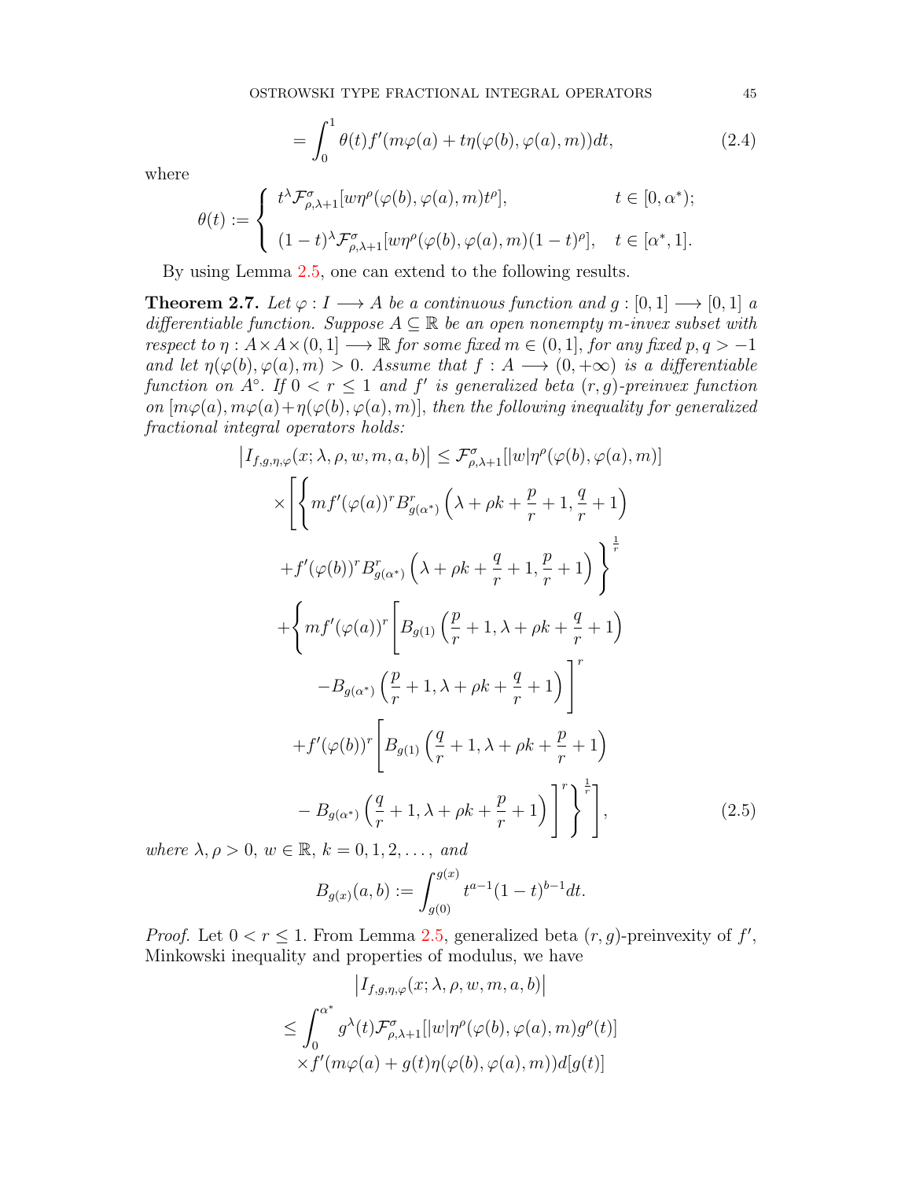$$= \int_0^1 \theta(t) f'(m\varphi(a) + t\eta(\varphi(b), \varphi(a), m))dt, \tag{2.4}$$

where

$$\theta(t) := \begin{cases} t^{\lambda} \mathcal{F}^{\sigma}_{\rho,\lambda+1}[w\eta^{\rho}(\varphi(b), \varphi(a), m)t^{\rho}], & t \in [0, \alpha^*); \\ \\ (1-t)^{\lambda} \mathcal{F}^{\sigma}_{\rho,\lambda+1}[w\eta^{\rho}(\varphi(b), \varphi(a), m)(1-t)^{\rho}], & t \in [\alpha^*, 1]. \end{cases}$$

By using Lemma 2.5, one can extend to the following results.

**Theorem 2.7.** *Let $\varphi : I \longrightarrow A$ be a continuous function and $g : [0, 1] \longrightarrow [0, 1]$ a differentiable function. Suppose $A \subseteq \mathbb{R}$ be an open nonempty $m$-invex subset with respect to $\eta : A \times A \times (0, 1] \longrightarrow \mathbb{R}$ for some fixed $m \in (0, 1]$, for any fixed $p, q > -1$ and let $\eta(\varphi(b), \varphi(a), m) > 0$. Assume that $f : A \longrightarrow (0, +\infty)$ is a differentiable function on $A^{\circ}$. If $0 < r \leq 1$ and $f'$ is generalized beta $(r, g)$-preinvex function on $[m\varphi(a), m\varphi(a) + \eta(\varphi(b), \varphi(a), m)]$, then the following inequality for generalized fractional integral operators holds:*

$$\begin{aligned}
\left|I_{f,g,\eta,\varphi}(x; \lambda, \rho, w, m, a, b)\right| &\leq \mathcal{F}^{\sigma}_{\rho,\lambda+1}[|w|\eta^{\rho}(\varphi(b), \varphi(a), m)] \\
&\times \Bigg[ \Bigg\{ mf'(\varphi(a))^r B^r_{g(\alpha^*)}\left(\lambda + \rho k + \frac{p}{r} + 1, \frac{q}{r} + 1\right) \\
&+ f'(\varphi(b))^r B^r_{g(\alpha^*)}\left(\lambda + \rho k + \frac{q}{r} + 1, \frac{p}{r} + 1\right) \Bigg\}^{\frac{1}{r}} \\
&+ \Bigg\{ mf'(\varphi(a))^r \Bigg[ B_{g(1)}\left(\frac{p}{r} + 1, \lambda + \rho k + \frac{q}{r} + 1\right) \\
&- B_{g(\alpha^*)}\left(\frac{p}{r} + 1, \lambda + \rho k + \frac{q}{r} + 1\right) \Bigg]^r \\
&+ f'(\varphi(b))^r \Bigg[ B_{g(1)}\left(\frac{q}{r} + 1, \lambda + \rho k + \frac{p}{r} + 1\right) \\
&- B_{g(\alpha^*)}\left(\frac{q}{r} + 1, \lambda + \rho k + \frac{p}{r} + 1\right) \Bigg]^r \Bigg\}^{\frac{1}{r}} \Bigg],
\end{aligned} \tag{2.5}$$

*where $\lambda, \rho > 0$, $w \in \mathbb{R}$, $k = 0, 1, 2, \ldots,$ and*

$$B_{g(x)}(a, b) := \int_{g(0)}^{g(x)} t^{a-1}(1-t)^{b-1}dt.$$

*Proof.* Let $0 < r \leq 1$. From Lemma 2.5, generalized beta $(r, g)$-preinvexity of $f'$, Minkowski inequality and properties of modulus, we have

$$\begin{aligned}
&\left|I_{f,g,\eta,\varphi}(x; \lambda, \rho, w, m, a, b)\right| \\
&\leq \int_0^{\alpha^*} g^{\lambda}(t) \mathcal{F}^{\sigma}_{\rho,\lambda+1}[|w|\eta^{\rho}(\varphi(b), \varphi(a), m)g^{\rho}(t)] \\
&\quad \times f'(m\varphi(a) + g(t)\eta(\varphi(b), \varphi(a), m))d[g(t)]
\end{aligned}$$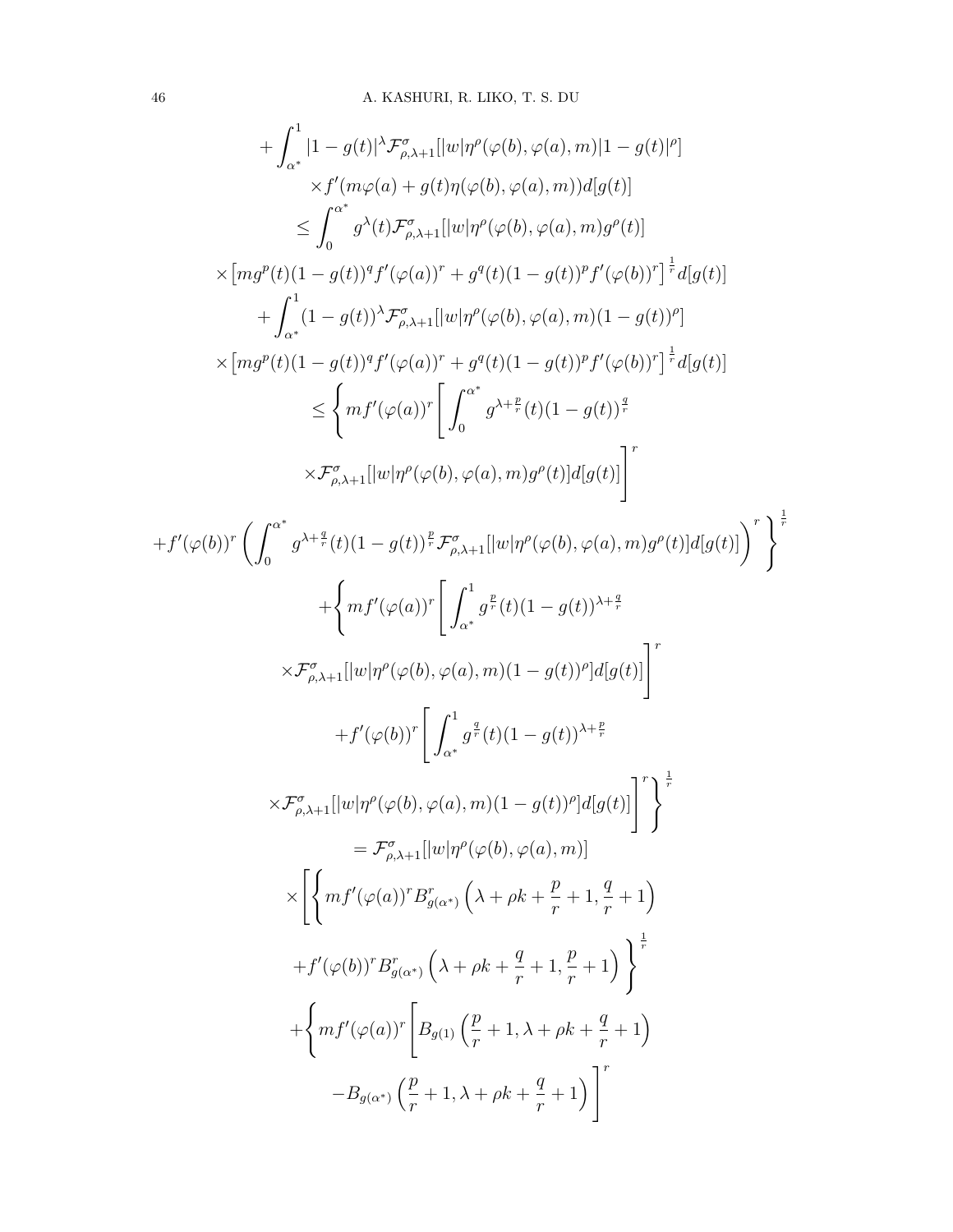$$+\int_{\alpha^*}^{1}|1-g(t)|^{\lambda}\mathcal{F}^{\sigma}_{\rho,\lambda+1}[|w|\eta^{\rho}(\varphi(b),\varphi(a),m)|1-g(t)|^{\rho}]$$

$$\times f'(m\varphi(a)+g(t)\eta(\varphi(b),\varphi(a),m))d[g(t)]$$

$$\leq \int_{0}^{\alpha^*} g^{\lambda}(t)\mathcal{F}^{\sigma}_{\rho,\lambda+1}[|w|\eta^{\rho}(\varphi(b),\varphi(a),m)g^{\rho}(t)]$$

$$\times\left[mg^{p}(t)(1-g(t))^{q}f'(\varphi(a))^{r}+g^{q}(t)(1-g(t))^{p}f'(\varphi(b))^{r}\right]^{\frac{1}{r}}d[g(t)]$$

$$+\int_{\alpha^*}^{1}(1-g(t))^{\lambda}\mathcal{F}^{\sigma}_{\rho,\lambda+1}[|w|\eta^{\rho}(\varphi(b),\varphi(a),m)(1-g(t))^{\rho}]$$

$$\times\left[mg^{p}(t)(1-g(t))^{q}f'(\varphi(a))^{r}+g^{q}(t)(1-g(t))^{p}f'(\varphi(b))^{r}\right]^{\frac{1}{r}}d[g(t)]$$

$$\leq\Bigg\{mf'(\varphi(a))^{r}\Bigg[\int_{0}^{\alpha^*}g^{\lambda+\frac{p}{r}}(t)(1-g(t))^{\frac{q}{r}}$$

$$\times\mathcal{F}^{\sigma}_{\rho,\lambda+1}[|w|\eta^{\rho}(\varphi(b),\varphi(a),m)g^{\rho}(t)]d[g(t)]\Bigg]^{r}$$

$$+f'(\varphi(b))^{r}\left(\int_{0}^{\alpha^*}g^{\lambda+\frac{q}{r}}(t)(1-g(t))^{\frac{p}{r}}\mathcal{F}^{\sigma}_{\rho,\lambda+1}[|w|\eta^{\rho}(\varphi(b),\varphi(a),m)g^{\rho}(t)]d[g(t)]\right)^{r}\Bigg\}^{\frac{1}{r}}$$

$$+\Bigg\{mf'(\varphi(a))^{r}\Bigg[\int_{\alpha^*}^{1}g^{\frac{p}{r}}(t)(1-g(t))^{\lambda+\frac{q}{r}}$$

$$\times\mathcal{F}^{\sigma}_{\rho,\lambda+1}[|w|\eta^{\rho}(\varphi(b),\varphi(a),m)(1-g(t))^{\rho}]d[g(t)]\Bigg]^{r}$$

$$+f'(\varphi(b))^{r}\Bigg[\int_{\alpha^*}^{1}g^{\frac{q}{r}}(t)(1-g(t))^{\lambda+\frac{p}{r}}$$

$$\times\mathcal{F}^{\sigma}_{\rho,\lambda+1}[|w|\eta^{\rho}(\varphi(b),\varphi(a),m)(1-g(t))^{\rho}]d[g(t)]\Bigg]^{r}\Bigg\}^{\frac{1}{r}}$$

$$=\mathcal{F}^{\sigma}_{\rho,\lambda+1}[|w|\eta^{\rho}(\varphi(b),\varphi(a),m)]$$

$$\times\Bigg[\Bigg\{mf'(\varphi(a))^{r}B^{r}_{g(\alpha^*)}\left(\lambda+\rho k+\frac{p}{r}+1,\frac{q}{r}+1\right)$$

$$+f'(\varphi(b))^{r}B^{r}_{g(\alpha^*)}\left(\lambda+\rho k+\frac{q}{r}+1,\frac{p}{r}+1\right)\Bigg\}^{\frac{1}{r}}$$

$$+\Bigg\{mf'(\varphi(a))^{r}\Bigg[B_{g(1)}\left(\frac{p}{r}+1,\lambda+\rho k+\frac{q}{r}+1\right)$$

$$-B_{g(\alpha^*)}\left(\frac{p}{r}+1,\lambda+\rho k+\frac{q}{r}+1\right)\Bigg]^{r}$$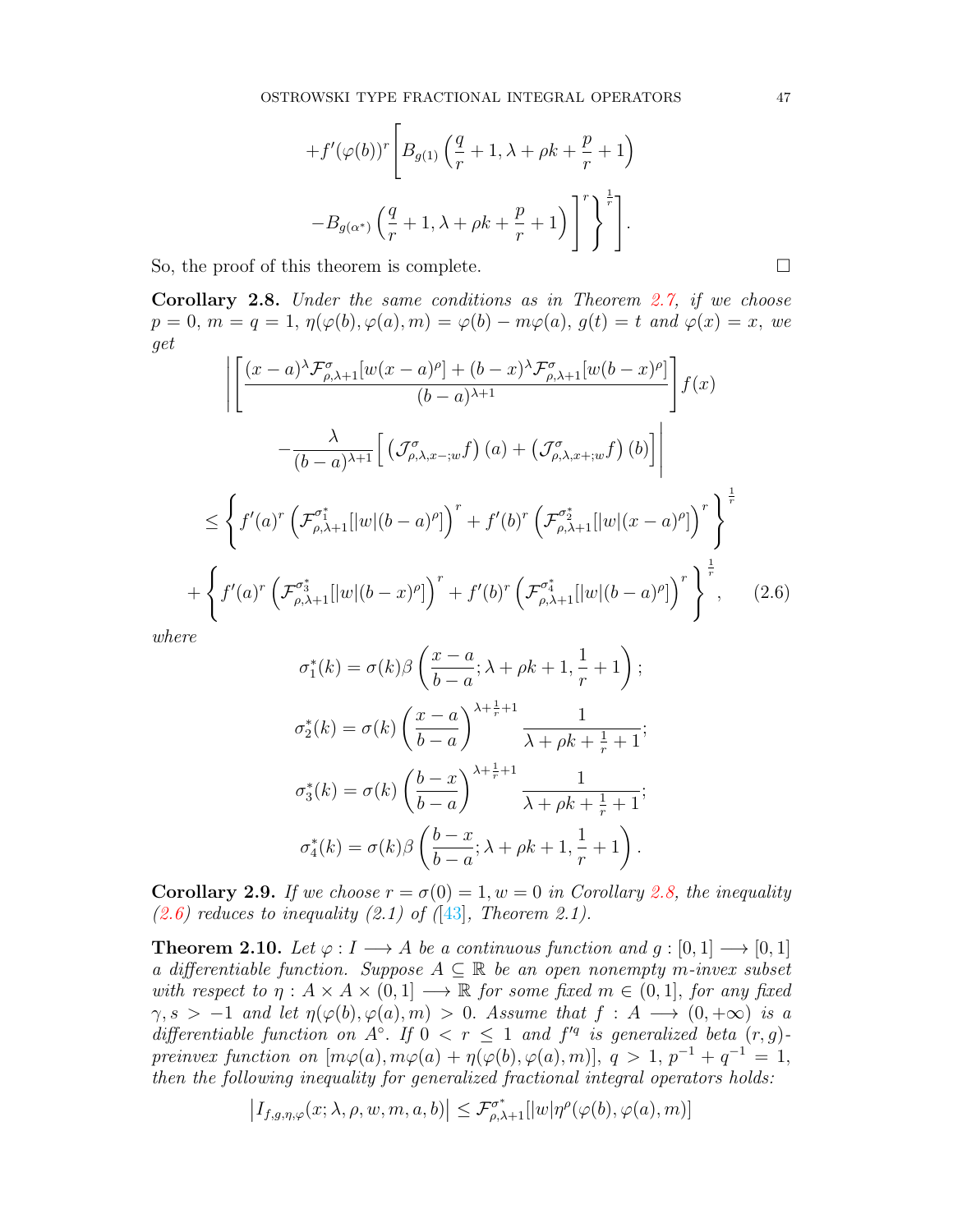$$
+f'(\varphi(b))^r\Bigg[B_{g(1)}\left(\frac{q}{r}+1,\lambda+\rho k+\frac{p}{r}+1\right)
$$

$$
-B_{g(\alpha^*)}\left(\frac{q}{r}+1,\lambda+\rho k+\frac{p}{r}+1\right)\Bigg]^r\Bigg\}^{\frac{1}{r}}\Bigg].
$$

So, the proof of this theorem is complete. $\square$

**Corollary 2.8.** *Under the same conditions as in Theorem 2.7, if we choose $p=0$, $m=q=1$, $\eta(\varphi(b),\varphi(a),m)=\varphi(b)-m\varphi(a)$, $g(t)=t$ and $\varphi(x)=x$, we get*

$$
\Bigg|\left[\frac{(x-a)^{\lambda}\mathcal{F}^{\sigma}_{\rho,\lambda+1}[w(x-a)^{\rho}]+(b-x)^{\lambda}\mathcal{F}^{\sigma}_{\rho,\lambda+1}[w(b-x)^{\rho}]}{(b-a)^{\lambda+1}}\right]f(x)
$$

$$
-\frac{\lambda}{(b-a)^{\lambda+1}}\Big[\left(\mathcal{J}^{\sigma}_{\rho,\lambda,x-;w}f\right)(a)+\left(\mathcal{J}^{\sigma}_{\rho,\lambda,x+;w}f\right)(b)\Big]\Bigg|
$$

$$
\leq\left\{f'(a)^r\left(\mathcal{F}^{\sigma_1^*}_{\rho,\lambda+1}[|w|(b-a)^{\rho}]\right)^r+f'(b)^r\left(\mathcal{F}^{\sigma_2^*}_{\rho,\lambda+1}[|w|(x-a)^{\rho}]\right)^r\right\}^{\frac{1}{r}}
$$

$$
+\left\{f'(a)^r\left(\mathcal{F}^{\sigma_3^*}_{\rho,\lambda+1}[|w|(b-x)^{\rho}]\right)^r+f'(b)^r\left(\mathcal{F}^{\sigma_4^*}_{\rho,\lambda+1}[|w|(b-a)^{\rho}]\right)^r\right\}^{\frac{1}{r}}, \tag{2.6}
$$

*where*

$$
\sigma_1^*(k)=\sigma(k)\beta\left(\frac{x-a}{b-a};\lambda+\rho k+1,\frac{1}{r}+1\right);
$$

$$
\sigma_2^*(k)=\sigma(k)\left(\frac{x-a}{b-a}\right)^{\lambda+\frac{1}{r}+1}\frac{1}{\lambda+\rho k+\frac{1}{r}+1};
$$

$$
\sigma_3^*(k)=\sigma(k)\left(\frac{b-x}{b-a}\right)^{\lambda+\frac{1}{r}+1}\frac{1}{\lambda+\rho k+\frac{1}{r}+1};
$$

$$
\sigma_4^*(k)=\sigma(k)\beta\left(\frac{b-x}{b-a};\lambda+\rho k+1,\frac{1}{r}+1\right).
$$

**Corollary 2.9.** *If we choose $r=\sigma(0)=1$, $w=0$ in Corollary 2.8, the inequality (2.6) reduces to inequality (2.1) of ([43], Theorem 2.1).*

**Theorem 2.10.** *Let $\varphi: I\longrightarrow A$ be a continuous function and $g:[0,1]\longrightarrow[0,1]$ a differentiable function. Suppose $A\subseteq\mathbb{R}$ be an open nonempty $m$-invex subset with respect to $\eta: A\times A\times(0,1]\longrightarrow\mathbb{R}$ for some fixed $m\in(0,1]$, for any fixed $\gamma,s>-1$ and let $\eta(\varphi(b),\varphi(a),m)>0$. Assume that $f:A\longrightarrow(0,+\infty)$ is a differentiable function on $A^{\circ}$. If $0<r\leq1$ and $f'^q$ is generalized beta $(r,g)$-preinvex function on $[m\varphi(a),m\varphi(a)+\eta(\varphi(b),\varphi(a),m)]$, $q>1$, $p^{-1}+q^{-1}=1$, then the following inequality for generalized fractional integral operators holds:*

$$
\left|I_{f,g,\eta,\varphi}(x;\lambda,\rho,w,m,a,b)\right|\leq\mathcal{F}^{\sigma^*}_{\rho,\lambda+1}[|w|\eta^{\rho}(\varphi(b),\varphi(a),m)]
$$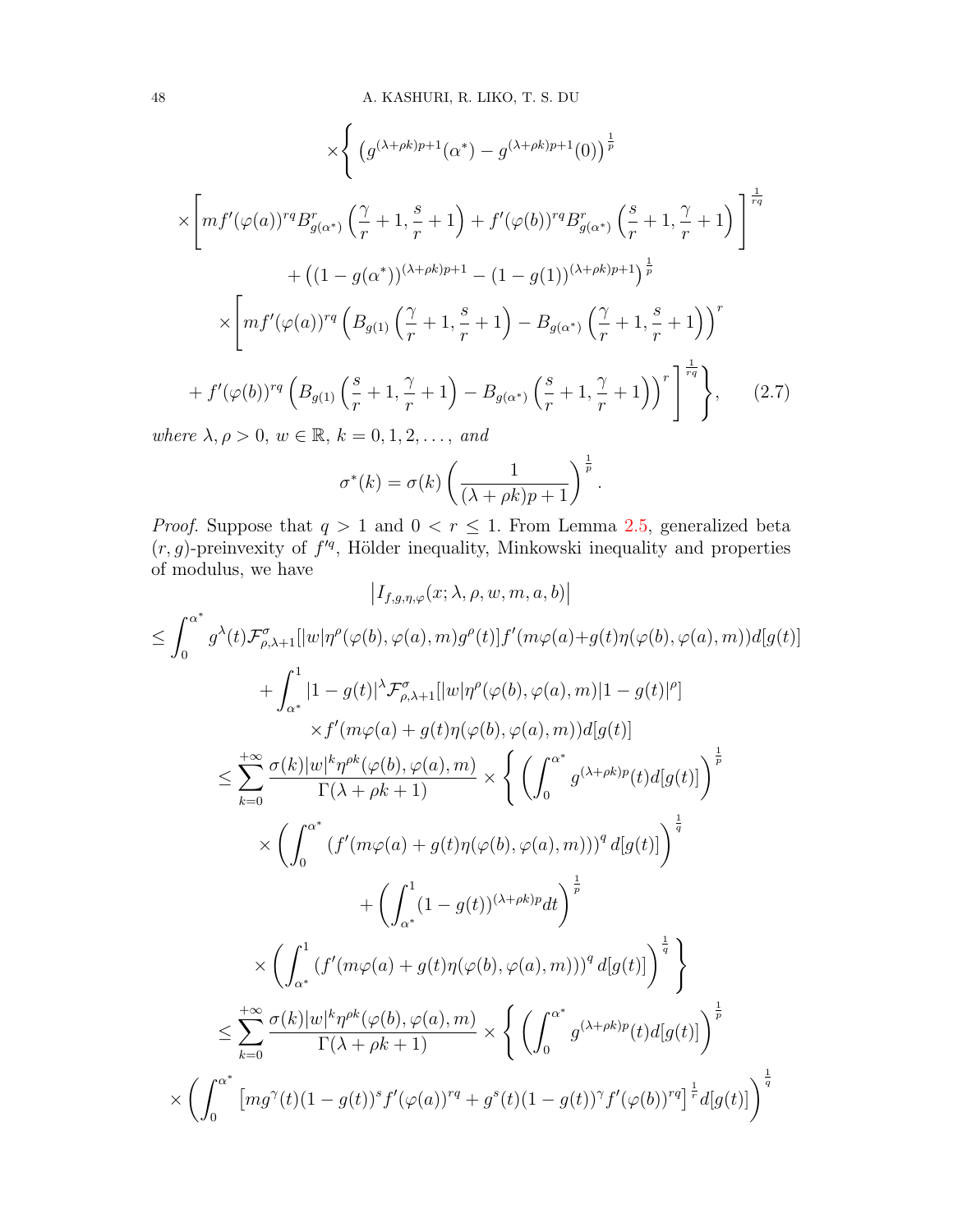$$
\times\Bigg\{\left(g^{(\lambda+\rho k)p+1}(\alpha^*)-g^{(\lambda+\rho k)p+1}(0)\right)^{\frac{1}{p}}
$$

$$
\times\left[mf'(\varphi(a))^{rq}B^r_{g(\alpha^*)}\left(\frac{\gamma}{r}+1,\frac{s}{r}+1\right)+f'(\varphi(b))^{rq}B^r_{g(\alpha^*)}\left(\frac{s}{r}+1,\frac{\gamma}{r}+1\right)\right]^{\frac{1}{rq}}
$$

$$
+\left((1-g(\alpha^*))^{(\lambda+\rho k)p+1}-(1-g(1))^{(\lambda+\rho k)p+1}\right)^{\frac{1}{p}}
$$

$$
\times\Bigg[mf'(\varphi(a))^{rq}\left(B_{g(1)}\left(\frac{\gamma}{r}+1,\frac{s}{r}+1\right)-B_{g(\alpha^*)}\left(\frac{\gamma}{r}+1,\frac{s}{r}+1\right)\right)^r
$$

$$
+f'(\varphi(b))^{rq}\left(B_{g(1)}\left(\frac{s}{r}+1,\frac{\gamma}{r}+1\right)-B_{g(\alpha^*)}\left(\frac{s}{r}+1,\frac{\gamma}{r}+1\right)\right)^r\Bigg]^{\frac{1}{rq}}\Bigg\}, \tag{2.7}
$$

*where* $\lambda,\rho>0$, $w\in\mathbb{R}$, $k=0,1,2,\dots,$ *and*

$$
\sigma^*(k)=\sigma(k)\left(\frac{1}{(\lambda+\rho k)p+1}\right)^{\frac{1}{p}}.
$$

*Proof.* Suppose that $q>1$ and $0<r\leq 1$. From Lemma 2.5, generalized beta $(r,g)$-preinvexity of $f'^q$, Hölder inequality, Minkowski inequality and properties of modulus, we have

$$
\left|I_{f,g,\eta,\varphi}(x;\lambda,\rho,w,m,a,b)\right|
$$

$$
\leq\int_0^{\alpha^*}g^\lambda(t)\mathcal{F}^\sigma_{\rho,\lambda+1}[|w|\eta^\rho(\varphi(b),\varphi(a),m)g^\rho(t)]f'(m\varphi(a)+g(t)\eta(\varphi(b),\varphi(a),m))d[g(t)]
$$

$$
+\int_{\alpha^*}^1|1-g(t)|^\lambda\mathcal{F}^\sigma_{\rho,\lambda+1}[|w|\eta^\rho(\varphi(b),\varphi(a),m)|1-g(t)|^\rho]
$$

$$
\times f'(m\varphi(a)+g(t)\eta(\varphi(b),\varphi(a),m))d[g(t)]
$$

$$
\leq\sum_{k=0}^{+\infty}\frac{\sigma(k)|w|^k\eta^{\rho k}(\varphi(b),\varphi(a),m)}{\Gamma(\lambda+\rho k+1)}\times\Bigg\{\left(\int_0^{\alpha^*}g^{(\lambda+\rho k)p}(t)d[g(t)]\right)^{\frac{1}{p}}
$$

$$
\times\left(\int_0^{\alpha^*}\left(f'(m\varphi(a)+g(t)\eta(\varphi(b),\varphi(a),m))\right)^q d[g(t)]\right)^{\frac{1}{q}}
$$

$$
+\left(\int_{\alpha^*}^1(1-g(t))^{(\lambda+\rho k)p}dt\right)^{\frac{1}{p}}
$$

$$
\times\left(\int_{\alpha^*}^1\left(f'(m\varphi(a)+g(t)\eta(\varphi(b),\varphi(a),m))\right)^q d[g(t)]\right)^{\frac{1}{q}}\Bigg\}
$$

$$
\leq\sum_{k=0}^{+\infty}\frac{\sigma(k)|w|^k\eta^{\rho k}(\varphi(b),\varphi(a),m)}{\Gamma(\lambda+\rho k+1)}\times\Bigg\{\left(\int_0^{\alpha^*}g^{(\lambda+\rho k)p}(t)d[g(t)]\right)^{\frac{1}{p}}
$$

$$
\times\left(\int_0^{\alpha^*}\left[mg^\gamma(t)(1-g(t))^sf'(\varphi(a))^{rq}+g^s(t)(1-g(t))^\gamma f'(\varphi(b))^{rq}\right]^{\frac{1}{r}}d[g(t)]\right)^{\frac{1}{q}}
$$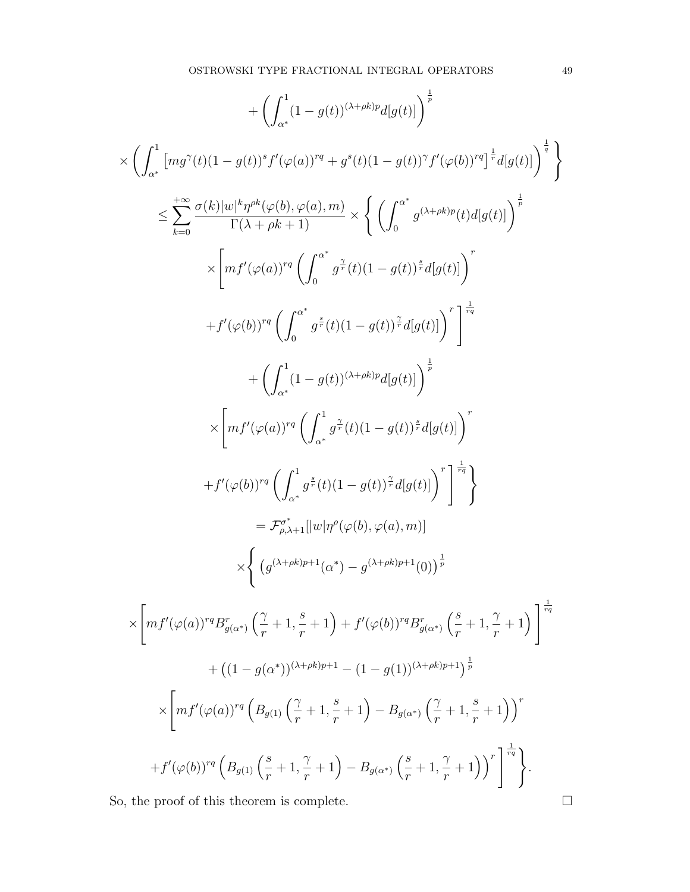$$
+\left(\int_{\alpha^*}^{1}(1-g(t))^{(\lambda+\rho k)p}d[g(t)]\right)^{\frac{1}{p}}
$$

$$
\times\left(\int_{\alpha^*}^{1}\left[mg^{\gamma}(t)(1-g(t))^{s}f'(\varphi(a))^{rq}+g^{s}(t)(1-g(t))^{\gamma}f'(\varphi(b))^{rq}\right]^{\frac{1}{r}}d[g(t)]\right)^{\frac{1}{q}}\Bigg\}
$$

$$
\leq\sum_{k=0}^{+\infty}\frac{\sigma(k)|w|^{k}\eta^{\rho k}(\varphi(b),\varphi(a),m)}{\Gamma(\lambda+\rho k+1)}\times\Bigg\{\left(\int_{0}^{\alpha^*}g^{(\lambda+\rho k)p}(t)d[g(t)]\right)^{\frac{1}{p}}
$$

$$
\times\Bigg[mf'(\varphi(a))^{rq}\left(\int_{0}^{\alpha^*}g^{\frac{\gamma}{r}}(t)(1-g(t))^{\frac{s}{r}}d[g(t)]\right)^{r}
$$

$$
+f'(\varphi(b))^{rq}\left(\int_{0}^{\alpha^*}g^{\frac{s}{r}}(t)(1-g(t))^{\frac{\gamma}{r}}d[g(t)]\right)^{r}\Bigg]^{\frac{1}{rq}}
$$

$$
+\left(\int_{\alpha^*}^{1}(1-g(t))^{(\lambda+\rho k)p}d[g(t)]\right)^{\frac{1}{p}}
$$

$$
\times\Bigg[mf'(\varphi(a))^{rq}\left(\int_{\alpha^*}^{1}g^{\frac{\gamma}{r}}(t)(1-g(t))^{\frac{s}{r}}d[g(t)]\right)^{r}
$$

$$
+f'(\varphi(b))^{rq}\left(\int_{\alpha^*}^{1}g^{\frac{s}{r}}(t)(1-g(t))^{\frac{\gamma}{r}}d[g(t)]\right)^{r}\Bigg]^{\frac{1}{rq}}\Bigg\}
$$

$$
=\mathcal{F}^{\sigma^*}_{\rho,\lambda+1}[|w|\eta^{\rho}(\varphi(b),\varphi(a),m)]
$$

$$
\times\Bigg\{\left(g^{(\lambda+\rho k)p+1}(\alpha^*)-g^{(\lambda+\rho k)p+1}(0)\right)^{\frac{1}{p}}
$$

$$
\times\Bigg[mf'(\varphi(a))^{rq}B^{r}_{g(\alpha^*)}\left(\frac{\gamma}{r}+1,\frac{s}{r}+1\right)+f'(\varphi(b))^{rq}B^{r}_{g(\alpha^*)}\left(\frac{s}{r}+1,\frac{\gamma}{r}+1\right)\Bigg]^{\frac{1}{rq}}
$$

$$
+\left((1-g(\alpha^*))^{(\lambda+\rho k)p+1}-(1-g(1))^{(\lambda+\rho k)p+1}\right)^{\frac{1}{p}}
$$

$$
\times\Bigg[mf'(\varphi(a))^{rq}\left(B_{g(1)}\left(\frac{\gamma}{r}+1,\frac{s}{r}+1\right)-B_{g(\alpha^*)}\left(\frac{\gamma}{r}+1,\frac{s}{r}+1\right)\right)^{r}
$$

$$
+f'(\varphi(b))^{rq}\left(B_{g(1)}\left(\frac{s}{r}+1,\frac{\gamma}{r}+1\right)-B_{g(\alpha^*)}\left(\frac{s}{r}+1,\frac{\gamma}{r}+1\right)\right)^{r}\Bigg]^{\frac{1}{rq}}\Bigg\}.
$$

So, the proof of this theorem is complete. □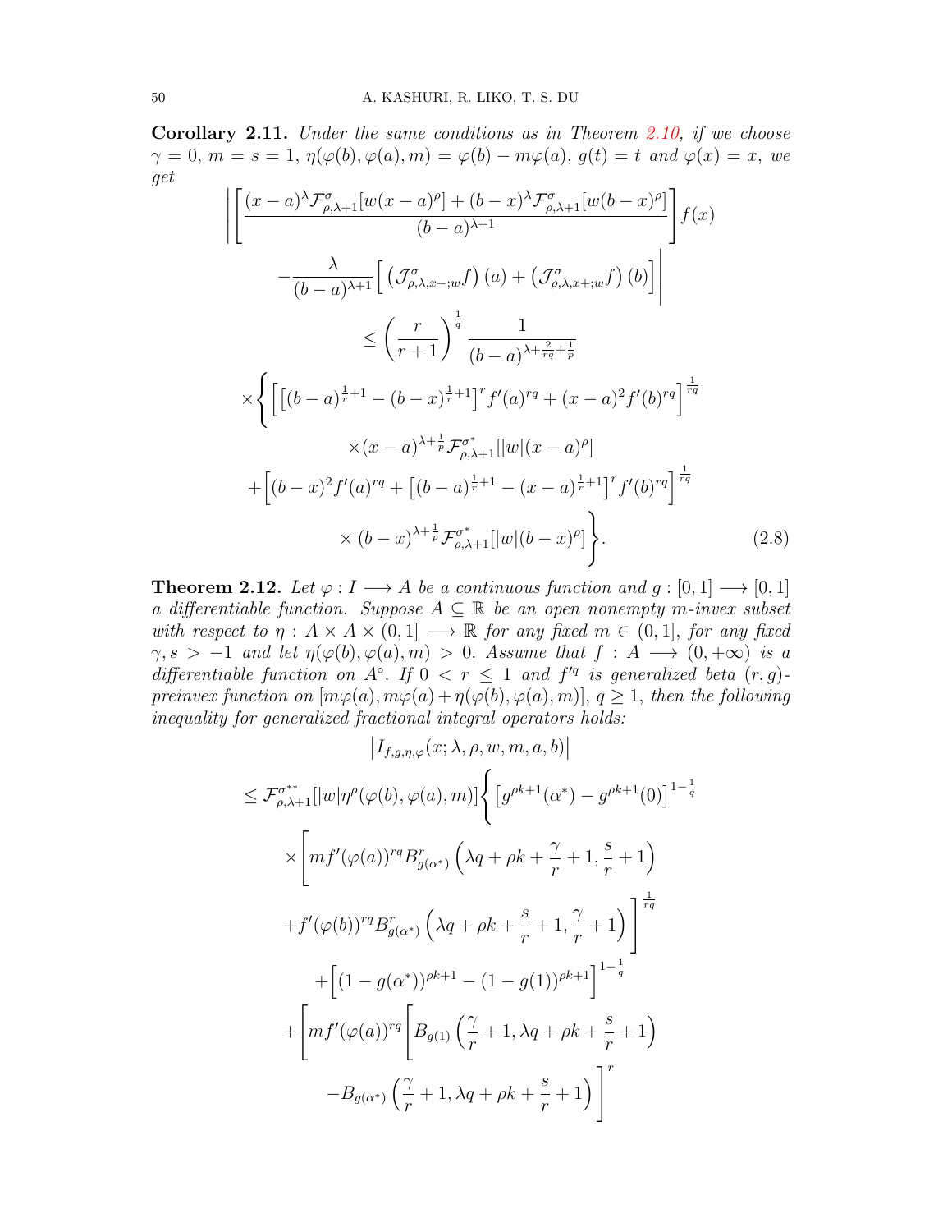**Corollary 2.11.** *Under the same conditions as in Theorem 2.10, if we choose $\gamma = 0$, $m = s = 1$, $\eta(\varphi(b), \varphi(a), m) = \varphi(b) - m\varphi(a)$, $g(t) = t$ and $\varphi(x) = x$, we get*

$$\left| \left[ \frac{(x-a)^{\lambda} \mathcal{F}^{\sigma}_{\rho,\lambda+1}[w(x-a)^{\rho}] + (b-x)^{\lambda} \mathcal{F}^{\sigma}_{\rho,\lambda+1}[w(b-x)^{\rho}]}{(b-a)^{\lambda+1}} \right] f(x) \right.$$
$$\left. - \frac{\lambda}{(b-a)^{\lambda+1}} \Big[ \left( \mathcal{J}^{\sigma}_{\rho,\lambda,x-;w} f \right)(a) + \left( \mathcal{J}^{\sigma}_{\rho,\lambda,x+;w} f \right)(b) \Big] \right|$$
$$\leq \left( \frac{r}{r+1} \right)^{\frac{1}{q}} \frac{1}{(b-a)^{\lambda + \frac{2}{rq} + \frac{1}{p}}}$$
$$\times \left\{ \Big[ \big[ (b-a)^{\frac{1}{r}+1} - (b-x)^{\frac{1}{r}+1} \big]^{r} f'(a)^{rq} + (x-a)^{2} f'(b)^{rq} \Big]^{\frac{1}{rq}} \right.$$
$$\times (x-a)^{\lambda + \frac{1}{p}} \mathcal{F}^{\sigma^{*}}_{\rho,\lambda+1}[|w|(x-a)^{\rho}]$$
$$+ \Big[ (b-x)^{2} f'(a)^{rq} + \big[ (b-a)^{\frac{1}{r}+1} - (x-a)^{\frac{1}{r}+1} \big]^{r} f'(b)^{rq} \Big]^{\frac{1}{rq}}$$
$$\left. \times (b-x)^{\lambda + \frac{1}{p}} \mathcal{F}^{\sigma^{*}}_{\rho,\lambda+1}[|w|(b-x)^{\rho}] \right\}. \tag{2.8}$$

**Theorem 2.12.** *Let $\varphi : I \longrightarrow A$ be a continuous function and $g : [0,1] \longrightarrow [0,1]$ a differentiable function. Suppose $A \subseteq \mathbb{R}$ be an open nonempty $m$-invex subset with respect to $\eta : A \times A \times (0,1] \longrightarrow \mathbb{R}$ for any fixed $m \in (0,1]$, for any fixed $\gamma, s > -1$ and let $\eta(\varphi(b), \varphi(a), m) > 0$. Assume that $f : A \longrightarrow (0, +\infty)$ is a differentiable function on $A^{\circ}$. If $0 < r \leq 1$ and $f'^{q}$ is generalized beta $(r,g)$-preinvex function on $[m\varphi(a), m\varphi(a) + \eta(\varphi(b), \varphi(a), m)]$, $q \geq 1$, then the following inequality for generalized fractional integral operators holds:*

$$\left| I_{f,g,\eta,\varphi}(x; \lambda, \rho, w, m, a, b) \right|$$
$$\leq \mathcal{F}^{\sigma^{**}}_{\rho,\lambda+1}[|w|\eta^{\rho}(\varphi(b), \varphi(a), m)] \left\{ \left[ g^{\rho k+1}(\alpha^{*}) - g^{\rho k+1}(0) \right]^{1-\frac{1}{q}} \right.$$
$$\times \left[ m f'(\varphi(a))^{rq} B^{r}_{g(\alpha^{*})} \left( \lambda q + \rho k + \frac{\gamma}{r} + 1, \frac{s}{r} + 1 \right) \right.$$
$$\left. + f'(\varphi(b))^{rq} B^{r}_{g(\alpha^{*})} \left( \lambda q + \rho k + \frac{s}{r} + 1, \frac{\gamma}{r} + 1 \right) \right]^{\frac{1}{rq}}$$
$$+ \left[ (1 - g(\alpha^{*}))^{\rho k+1} - (1 - g(1))^{\rho k+1} \right]^{1-\frac{1}{q}}$$
$$+ \left[ m f'(\varphi(a))^{rq} \left[ B_{g(1)} \left( \frac{\gamma}{r} + 1, \lambda q + \rho k + \frac{s}{r} + 1 \right) \right. \right.$$
$$\left. - B_{g(\alpha^{*})} \left( \frac{\gamma}{r} + 1, \lambda q + \rho k + \frac{s}{r} + 1 \right) \right]^{r}$$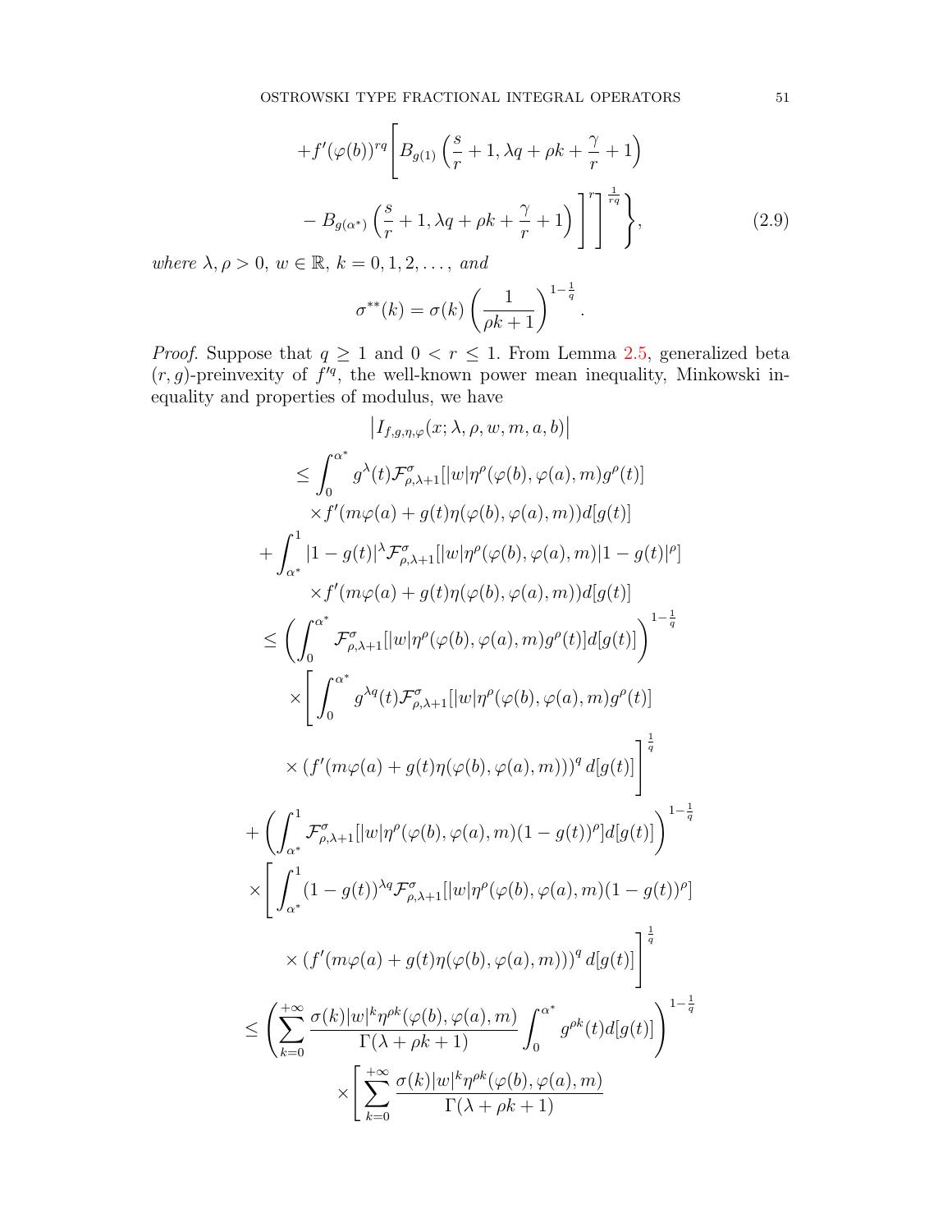$$
+f'(\varphi(b))^{rq}\Bigg[B_{g(1)}\left(\frac{s}{r}+1,\lambda q+\rho k+\frac{\gamma}{r}+1\right)
$$

$$
-B_{g(\alpha^*)}\left(\frac{s}{r}+1,\lambda q+\rho k+\frac{\gamma}{r}+1\right)\Bigg]\Bigg]^{r}\Bigg]^{\frac{1}{rq}}\Bigg\}, \tag{2.9}
$$

*where* $\lambda,\rho>0$, $w\in\mathbb{R}$, $k=0,1,2,\ldots,$ *and*

$$
\sigma^{**}(k)=\sigma(k)\left(\frac{1}{\rho k+1}\right)^{1-\frac{1}{q}}.
$$

*Proof.* Suppose that $q\geq 1$ and $0<r\leq 1$. From Lemma 2.5, generalized beta $(r,g)$-preinvexity of $f'^q$, the well-known power mean inequality, Minkowski inequality and properties of modulus, we have

$$
\begin{aligned}
&\left|I_{f,g,\eta,\varphi}(x;\lambda,\rho,w,m,a,b)\right|\\
&\leq \int_0^{\alpha^*} g^{\lambda}(t)\mathcal{F}^{\sigma}_{\rho,\lambda+1}[|w|\eta^{\rho}(\varphi(b),\varphi(a),m)g^{\rho}(t)]\\
&\quad\times f'(m\varphi(a)+g(t)\eta(\varphi(b),\varphi(a),m))d[g(t)]\\
&\quad+\int_{\alpha^*}^1 |1-g(t)|^{\lambda}\mathcal{F}^{\sigma}_{\rho,\lambda+1}[|w|\eta^{\rho}(\varphi(b),\varphi(a),m)|1-g(t)|^{\rho}]\\
&\quad\times f'(m\varphi(a)+g(t)\eta(\varphi(b),\varphi(a),m))d[g(t)]\\
&\leq \left(\int_0^{\alpha^*}\mathcal{F}^{\sigma}_{\rho,\lambda+1}[|w|\eta^{\rho}(\varphi(b),\varphi(a),m)g^{\rho}(t)]d[g(t)]\right)^{1-\frac{1}{q}}\\
&\quad\times\Bigg[\int_0^{\alpha^*} g^{\lambda q}(t)\mathcal{F}^{\sigma}_{\rho,\lambda+1}[|w|\eta^{\rho}(\varphi(b),\varphi(a),m)g^{\rho}(t)]\\
&\quad\times\left(f'(m\varphi(a)+g(t)\eta(\varphi(b),\varphi(a),m))\right)^q d[g(t)]\Bigg]^{\frac{1}{q}}\\
&\quad+\left(\int_{\alpha^*}^1\mathcal{F}^{\sigma}_{\rho,\lambda+1}[|w|\eta^{\rho}(\varphi(b),\varphi(a),m)(1-g(t))^{\rho}]d[g(t)]\right)^{1-\frac{1}{q}}\\
&\quad\times\Bigg[\int_{\alpha^*}^1 (1-g(t))^{\lambda q}\mathcal{F}^{\sigma}_{\rho,\lambda+1}[|w|\eta^{\rho}(\varphi(b),\varphi(a),m)(1-g(t))^{\rho}]\\
&\quad\times\left(f'(m\varphi(a)+g(t)\eta(\varphi(b),\varphi(a),m))\right)^q d[g(t)]\Bigg]^{\frac{1}{q}}\\
&\leq\left(\sum_{k=0}^{+\infty}\frac{\sigma(k)|w|^k\eta^{\rho k}(\varphi(b),\varphi(a),m)}{\Gamma(\lambda+\rho k+1)}\int_0^{\alpha^*}g^{\rho k}(t)d[g(t)]\right)^{1-\frac{1}{q}}\\
&\quad\times\Bigg[\sum_{k=0}^{+\infty}\frac{\sigma(k)|w|^k\eta^{\rho k}(\varphi(b),\varphi(a),m)}{\Gamma(\lambda+\rho k+1)}
\end{aligned}
$$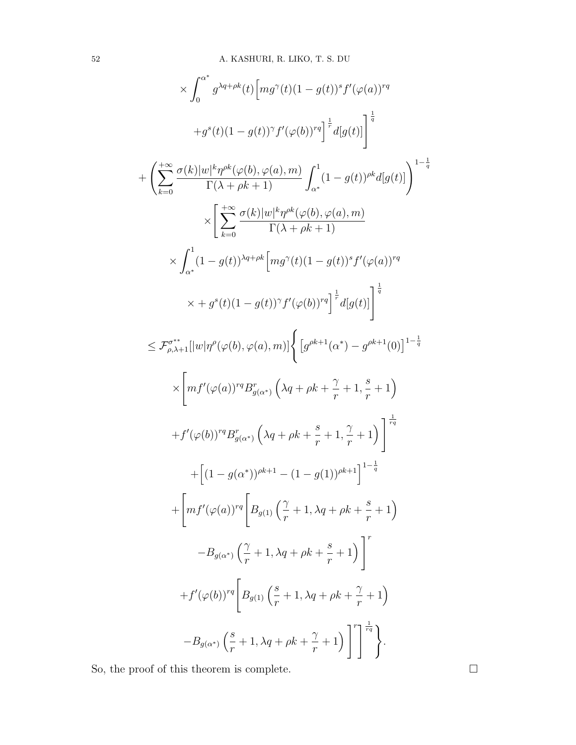$$
\times \int_0^{\alpha^*} g^{\lambda q+\rho k}(t)\Big[mg^{\gamma}(t)(1-g(t))^s f'(\varphi(a))^{rq}
$$

$$
+g^s(t)(1-g(t))^{\gamma} f'(\varphi(b))^{rq}\Big]^{\frac{1}{r}} d[g(t)]\Bigg]^{\frac{1}{q}}
$$

$$
+\left(\sum_{k=0}^{+\infty}\frac{\sigma(k)|w|^k\eta^{\rho k}(\varphi(b),\varphi(a),m)}{\Gamma(\lambda+\rho k+1)}\int_{\alpha^*}^1 (1-g(t))^{\rho k} d[g(t)]\right)^{1-\frac{1}{q}}
$$

$$
\times\Bigg[\sum_{k=0}^{+\infty}\frac{\sigma(k)|w|^k\eta^{\rho k}(\varphi(b),\varphi(a),m)}{\Gamma(\lambda+\rho k+1)}
$$

$$
\times \int_{\alpha^*}^1 (1-g(t))^{\lambda q+\rho k}\Big[mg^{\gamma}(t)(1-g(t))^s f'(\varphi(a))^{rq}
$$

$$
\times + g^s(t)(1-g(t))^{\gamma} f'(\varphi(b))^{rq}\Big]^{\frac{1}{r}} d[g(t)]\Bigg]^{\frac{1}{q}}
$$

$$
\leq \mathcal{F}^{\sigma^{**}}_{\rho,\lambda+1}[|w|\eta^{\rho}(\varphi(b),\varphi(a),m)]\Bigg\{\left[g^{\rho k+1}(\alpha^*)-g^{\rho k+1}(0)\right]^{1-\frac{1}{q}}
$$

$$
\times\Bigg[mf'(\varphi(a))^{rq}B^r_{g(\alpha^*)}\left(\lambda q+\rho k+\frac{\gamma}{r}+1,\frac{s}{r}+1\right)
$$

$$
+f'(\varphi(b))^{rq}B^r_{g(\alpha^*)}\left(\lambda q+\rho k+\frac{s}{r}+1,\frac{\gamma}{r}+1\right)\Bigg]^{\frac{1}{rq}}
$$

$$
+\Big[(1-g(\alpha^*))^{\rho k+1}-(1-g(1))^{\rho k+1}\Big]^{1-\frac{1}{q}}
$$

$$
+\Bigg[mf'(\varphi(a))^{rq}\Bigg[B_{g(1)}\left(\frac{\gamma}{r}+1,\lambda q+\rho k+\frac{s}{r}+1\right)
$$

$$
-B_{g(\alpha^*)}\left(\frac{\gamma}{r}+1,\lambda q+\rho k+\frac{s}{r}+1\right)\Bigg]^r
$$

$$
+f'(\varphi(b))^{rq}\Bigg[B_{g(1)}\left(\frac{s}{r}+1,\lambda q+\rho k+\frac{\gamma}{r}+1\right)
$$

$$
-B_{g(\alpha^*)}\left(\frac{s}{r}+1,\lambda q+\rho k+\frac{\gamma}{r}+1\right)\Bigg]^r\Bigg]^{\frac{1}{rq}}\Bigg\}.
$$

So, the proof of this theorem is complete. □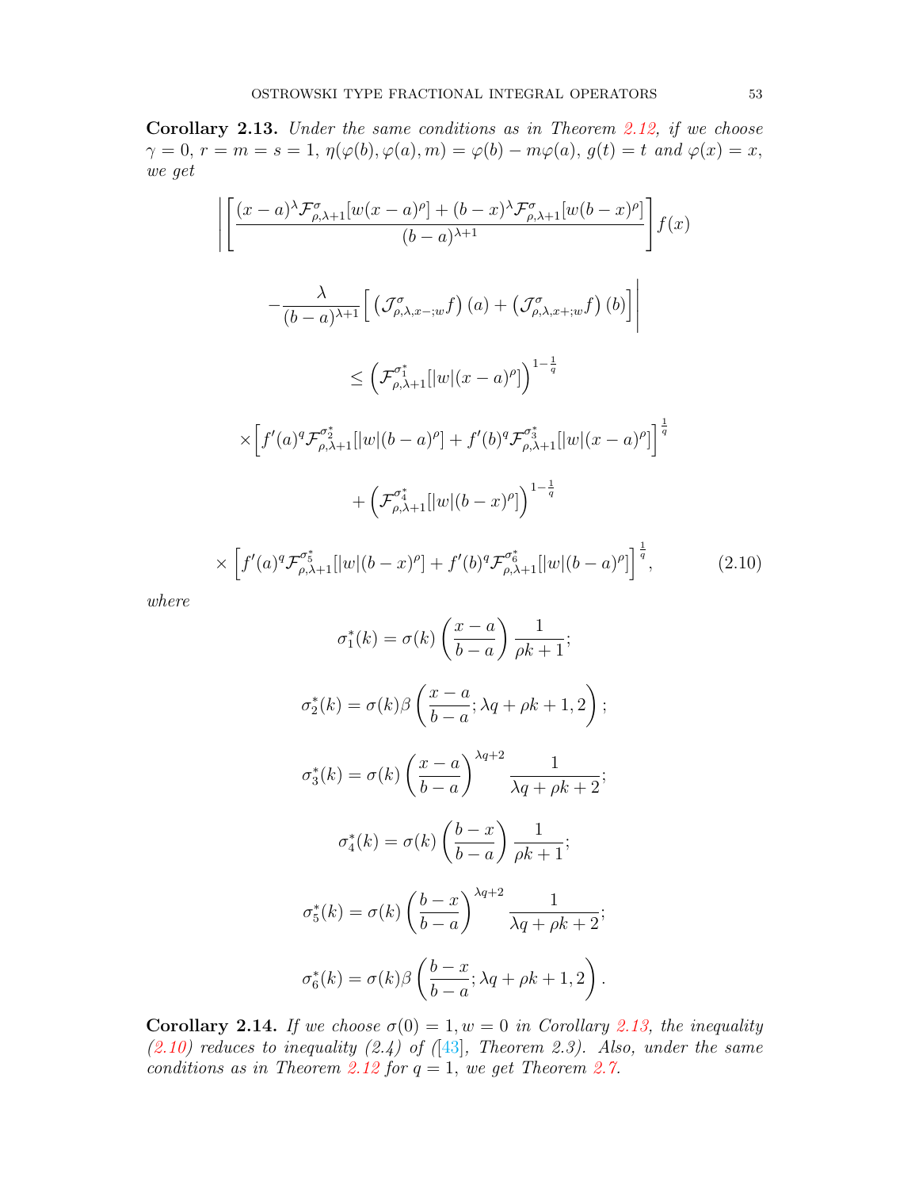**Corollary 2.13.** *Under the same conditions as in Theorem 2.12, if we choose $\gamma = 0$, $r = m = s = 1$, $\eta(\varphi(b), \varphi(a), m) = \varphi(b) - m\varphi(a)$, $g(t) = t$ and $\varphi(x) = x$, we get*

$$
\begin{aligned}
&\left| \left[ \frac{(x-a)^{\lambda} \mathcal{F}^{\sigma}_{\rho,\lambda+1}[w(x-a)^{\rho}] + (b-x)^{\lambda} \mathcal{F}^{\sigma}_{\rho,\lambda+1}[w(b-x)^{\rho}]}{(b-a)^{\lambda+1}} \right] f(x) \right. \\
&\left. - \frac{\lambda}{(b-a)^{\lambda+1}} \Big[ \left( \mathcal{J}^{\sigma}_{\rho,\lambda,x-;w} f \right)(a) + \left( \mathcal{J}^{\sigma}_{\rho,\lambda,x+;w} f \right)(b) \Big] \right| \\
&\leq \left( \mathcal{F}^{\sigma_1^*}_{\rho,\lambda+1}[|w|(x-a)^{\rho}] \right)^{1-\frac{1}{q}} \\
&\times \Big[ f'(a)^q \mathcal{F}^{\sigma_2^*}_{\rho,\lambda+1}[|w|(b-a)^{\rho}] + f'(b)^q \mathcal{F}^{\sigma_3^*}_{\rho,\lambda+1}[|w|(x-a)^{\rho}] \Big]^{\frac{1}{q}} \\
&+ \left( \mathcal{F}^{\sigma_4^*}_{\rho,\lambda+1}[|w|(b-x)^{\rho}] \right)^{1-\frac{1}{q}} \\
&\times \left[ f'(a)^q \mathcal{F}^{\sigma_5^*}_{\rho,\lambda+1}[|w|(b-x)^{\rho}] + f'(b)^q \mathcal{F}^{\sigma_6^*}_{\rho,\lambda+1}[|w|(b-a)^{\rho}] \right]^{\frac{1}{q}}, \qquad (2.10)
\end{aligned}
$$

*where*

$$\sigma_1^*(k) = \sigma(k) \left( \frac{x-a}{b-a} \right) \frac{1}{\rho k + 1};$$

$$\sigma_2^*(k) = \sigma(k) \beta \left( \frac{x-a}{b-a}; \lambda q + \rho k + 1, 2 \right);$$

$$\sigma_3^*(k) = \sigma(k) \left( \frac{x-a}{b-a} \right)^{\lambda q + 2} \frac{1}{\lambda q + \rho k + 2};$$

$$\sigma_4^*(k) = \sigma(k) \left( \frac{b-x}{b-a} \right) \frac{1}{\rho k + 1};$$

$$\sigma_5^*(k) = \sigma(k) \left( \frac{b-x}{b-a} \right)^{\lambda q + 2} \frac{1}{\lambda q + \rho k + 2};$$

$$\sigma_6^*(k) = \sigma(k) \beta \left( \frac{b-x}{b-a}; \lambda q + \rho k + 1, 2 \right).$$

**Corollary 2.14.** *If we choose $\sigma(0) = 1, w = 0$ in Corollary 2.13, the inequality (2.10) reduces to inequality (2.4) of ([43], Theorem 2.3). Also, under the same conditions as in Theorem 2.12 for $q = 1$, we get Theorem 2.7.*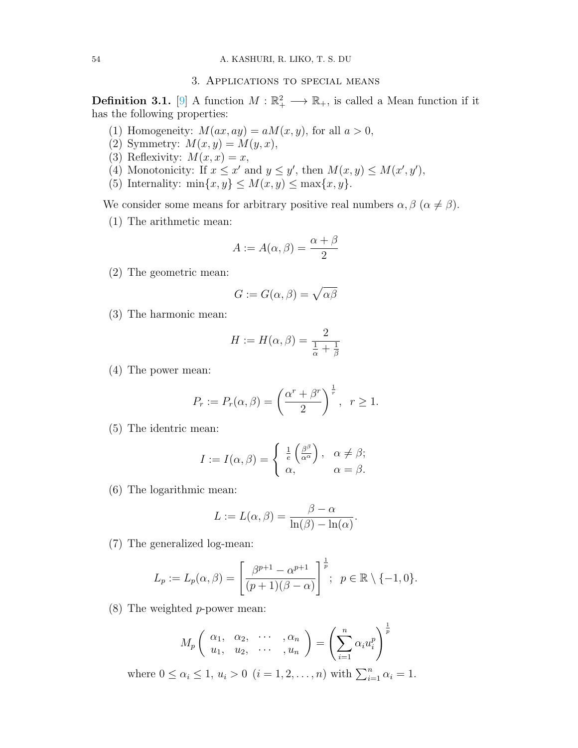## 3. Applications to special means

**Definition 3.1.** [9] A function $M : \mathbb{R}_+^2 \longrightarrow \mathbb{R}_+$, is called a Mean function if it has the following properties:

1. Homogeneity: $M(ax, ay) = aM(x, y)$, for all $a > 0$,
2. Symmetry: $M(x, y) = M(y, x)$,
3. Reflexivity: $M(x, x) = x$,
4. Monotonicity: If $x \leq x'$ and $y \leq y'$, then $M(x, y) \leq M(x', y')$,
5. Internality: $\min\{x, y\} \leq M(x, y) \leq \max\{x, y\}$.

We consider some means for arbitrary positive real numbers $\alpha, \beta$ ($\alpha \neq \beta$).

1. The arithmetic mean:
$$A := A(\alpha, \beta) = \frac{\alpha + \beta}{2}$$
2. The geometric mean:
$$G := G(\alpha, \beta) = \sqrt{\alpha\beta}$$
3. The harmonic mean:
$$H := H(\alpha, \beta) = \frac{2}{\frac{1}{\alpha} + \frac{1}{\beta}}$$
4. The power mean:
$$P_r := P_r(\alpha, \beta) = \left(\frac{\alpha^r + \beta^r}{2}\right)^{\frac{1}{r}}, \ \ r \geq 1.$$
5. The identric mean:
$$I := I(\alpha, \beta) = \begin{cases} \frac{1}{e}\left(\frac{\beta^\beta}{\alpha^\alpha}\right), & \alpha \neq \beta; \\ \alpha, & \alpha = \beta. \end{cases}$$
6. The logarithmic mean:
$$L := L(\alpha, \beta) = \frac{\beta - \alpha}{\ln(\beta) - \ln(\alpha)}.$$
7. The generalized log-mean:
$$L_p := L_p(\alpha, \beta) = \left[\frac{\beta^{p+1} - \alpha^{p+1}}{(p+1)(\beta - \alpha)}\right]^{\frac{1}{p}}; \ \ p \in \mathbb{R} \setminus \{-1, 0\}.$$
8. The weighted $p$-power mean:
$$M_p\begin{pmatrix} \alpha_1, & \alpha_2, & \cdots & , \alpha_n \\ u_1, & u_2, & \cdots & , u_n \end{pmatrix} = \left(\sum_{i=1}^{n} \alpha_i u_i^p\right)^{\frac{1}{p}}$$
where $0 \leq \alpha_i \leq 1$, $u_i > 0$ $(i = 1, 2, \ldots, n)$ with $\sum_{i=1}^{n} \alpha_i = 1$.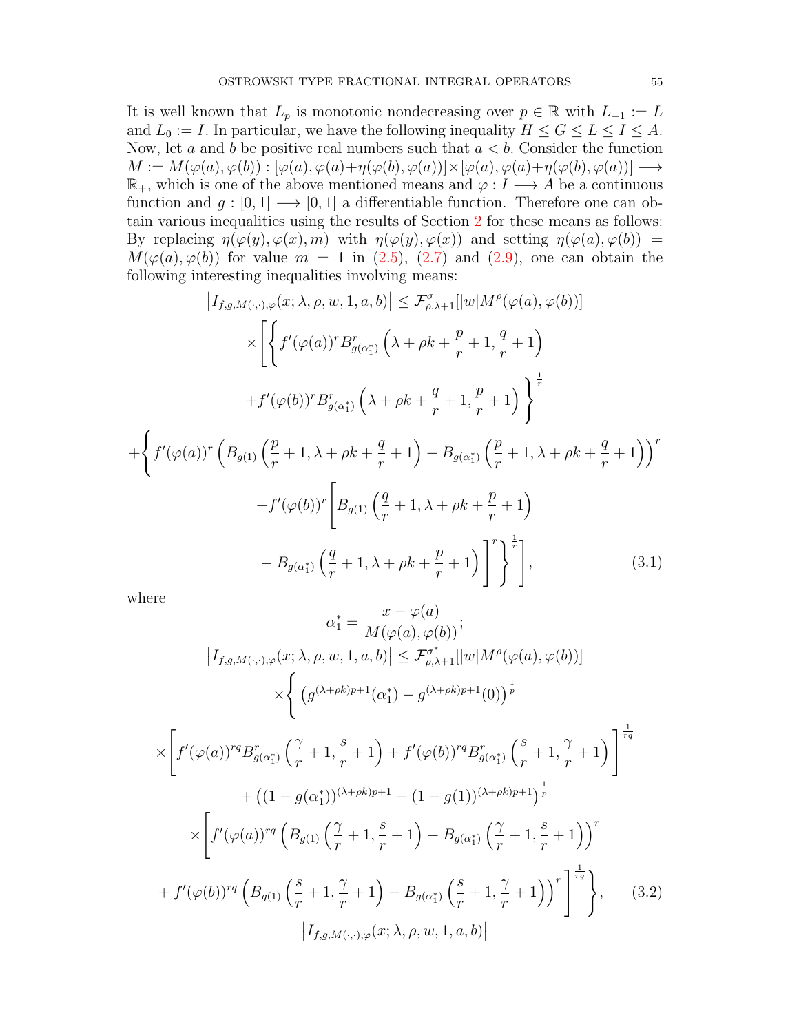It is well known that $L_p$ is monotonic nondecreasing over $p \in \mathbb{R}$ with $L_{-1} := L$ and $L_0 := I$. In particular, we have the following inequality $H \leq G \leq L \leq I \leq A$. Now, let $a$ and $b$ be positive real numbers such that $a < b$. Consider the function $M := M(\varphi(a), \varphi(b)) : [\varphi(a), \varphi(a)+\eta(\varphi(b), \varphi(a))] \times [\varphi(a), \varphi(a)+\eta(\varphi(b), \varphi(a))] \longrightarrow \mathbb{R}_+$, which is one of the above mentioned means and $\varphi : I \longrightarrow A$ be a continuous function and $g : [0, 1] \longrightarrow [0, 1]$ a differentiable function. Therefore one can obtain various inequalities using the results of Section 2 for these means as follows: By replacing $\eta(\varphi(y), \varphi(x), m)$ with $\eta(\varphi(y), \varphi(x))$ and setting $\eta(\varphi(a), \varphi(b)) = M(\varphi(a), \varphi(b))$ for value $m = 1$ in (2.5), (2.7) and (2.9), one can obtain the following interesting inequalities involving means:

$$
\begin{aligned}
\left|I_{f,g,M(\cdot,\cdot),\varphi}(x;\lambda,\rho,w,1,a,b)\right| &\leq \mathcal{F}^{\sigma}_{\rho,\lambda+1}[|w|M^{\rho}(\varphi(a),\varphi(b))] \\
&\times\Bigg[\Bigg\{f'(\varphi(a))^{r}B^{r}_{g(\alpha_1^*)}\left(\lambda+\rho k+\frac{p}{r}+1,\frac{q}{r}+1\right) \\
&+f'(\varphi(b))^{r}B^{r}_{g(\alpha_1^*)}\left(\lambda+\rho k+\frac{q}{r}+1,\frac{p}{r}+1\right)\Bigg\}^{\frac{1}{r}} \\
+\Bigg\{f'(\varphi(a))^{r}&\left(B_{g(1)}\left(\frac{p}{r}+1,\lambda+\rho k+\frac{q}{r}+1\right)-B_{g(\alpha_1^*)}\left(\frac{p}{r}+1,\lambda+\rho k+\frac{q}{r}+1\right)\right)^{r} \\
&+f'(\varphi(b))^{r}\Bigg[B_{g(1)}\left(\frac{q}{r}+1,\lambda+\rho k+\frac{p}{r}+1\right) \\
&-B_{g(\alpha_1^*)}\left(\frac{q}{r}+1,\lambda+\rho k+\frac{p}{r}+1\right)\Bigg]^{r}\Bigg\}^{\frac{1}{r}}\Bigg],
\end{aligned}
\tag{3.1}
$$

where

$$\alpha_1^* = \frac{x-\varphi(a)}{M(\varphi(a),\varphi(b))};$$

$$
\begin{aligned}
\left|I_{f,g,M(\cdot,\cdot),\varphi}(x;\lambda,\rho,w,1,a,b)\right| &\leq \mathcal{F}^{\sigma^*}_{\rho,\lambda+1}[|w|M^{\rho}(\varphi(a),\varphi(b))] \\
&\times\Bigg\{\left(g^{(\lambda+\rho k)p+1}(\alpha_1^*)-g^{(\lambda+\rho k)p+1}(0)\right)^{\frac{1}{p}} \\
\times\Bigg[f'(\varphi(a))^{rq}B^{r}_{g(\alpha_1^*)}&\left(\frac{\gamma}{r}+1,\frac{s}{r}+1\right)+f'(\varphi(b))^{rq}B^{r}_{g(\alpha_1^*)}\left(\frac{s}{r}+1,\frac{\gamma}{r}+1\right)\Bigg]^{\frac{1}{rq}} \\
&+\left((1-g(\alpha_1^*))^{(\lambda+\rho k)p+1}-(1-g(1))^{(\lambda+\rho k)p+1}\right)^{\frac{1}{p}} \\
&\times\Bigg[f'(\varphi(a))^{rq}\left(B_{g(1)}\left(\frac{\gamma}{r}+1,\frac{s}{r}+1\right)-B_{g(\alpha_1^*)}\left(\frac{\gamma}{r}+1,\frac{s}{r}+1\right)\right)^{r} \\
+f'(\varphi(b))^{rq}&\left(B_{g(1)}\left(\frac{s}{r}+1,\frac{\gamma}{r}+1\right)-B_{g(\alpha_1^*)}\left(\frac{s}{r}+1,\frac{\gamma}{r}+1\right)\right)^{r}\Bigg]^{\frac{1}{rq}}\Bigg\},
\end{aligned}
\tag{3.2}
$$

$$\left|I_{f,g,M(\cdot,\cdot),\varphi}(x;\lambda,\rho,w,1,a,b)\right|$$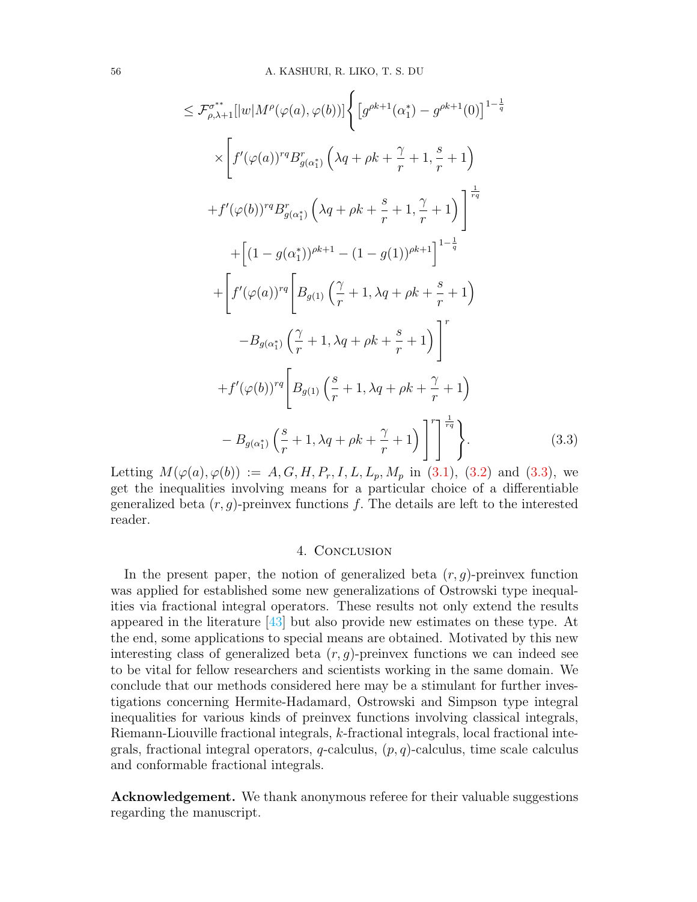$$
\begin{aligned}
&\leq \mathcal{F}^{\sigma^{**}}_{\rho,\lambda+1}[|w|M^{\rho}(\varphi(a),\varphi(b))]\Bigg\{\Big[g^{\rho k+1}(\alpha_1^*)-g^{\rho k+1}(0)\Big]^{1-\frac{1}{q}}\\
&\times\Bigg[f'(\varphi(a))^{rq}B^r_{g(\alpha_1^*)}\left(\lambda q+\rho k+\frac{\gamma}{r}+1,\frac{s}{r}+1\right)\\
&+f'(\varphi(b))^{rq}B^r_{g(\alpha_1^*)}\left(\lambda q+\rho k+\frac{s}{r}+1,\frac{\gamma}{r}+1\right)\Bigg]^{\frac{1}{rq}}\\
&+\Big[(1-g(\alpha_1^*))^{\rho k+1}-(1-g(1))^{\rho k+1}\Big]^{1-\frac{1}{q}}\\
&+\Bigg[f'(\varphi(a))^{rq}\Bigg[B_{g(1)}\left(\frac{\gamma}{r}+1,\lambda q+\rho k+\frac{s}{r}+1\right)\\
&-B_{g(\alpha_1^*)}\left(\frac{\gamma}{r}+1,\lambda q+\rho k+\frac{s}{r}+1\right)\Bigg]^{r}\\
&+f'(\varphi(b))^{rq}\Bigg[B_{g(1)}\left(\frac{s}{r}+1,\lambda q+\rho k+\frac{\gamma}{r}+1\right)\\
&-B_{g(\alpha_1^*)}\left(\frac{s}{r}+1,\lambda q+\rho k+\frac{\gamma}{r}+1\right)\Bigg]^{r}\Bigg]^{\frac{1}{rq}}\Bigg\}.
\end{aligned}
\tag{3.3}
$$

Letting $M(\varphi(a),\varphi(b)) := A, G, H, P_r, I, L, L_p, M_p$ in (3.1), (3.2) and (3.3), we get the inequalities involving means for a particular choice of a differentiable generalized beta $(r,g)$-preinvex functions $f$. The details are left to the interested reader.

## 4. Conclusion

In the present paper, the notion of generalized beta $(r,g)$-preinvex function was applied for established some new generalizations of Ostrowski type inequalities via fractional integral operators. These results not only extend the results appeared in the literature [43] but also provide new estimates on these type. At the end, some applications to special means are obtained. Motivated by this new interesting class of generalized beta $(r,g)$-preinvex functions we can indeed see to be vital for fellow researchers and scientists working in the same domain. We conclude that our methods considered here may be a stimulant for further investigations concerning Hermite-Hadamard, Ostrowski and Simpson type integral inequalities for various kinds of preinvex functions involving classical integrals, Riemann-Liouville fractional integrals, $k$-fractional integrals, local fractional integrals, fractional integral operators, $q$-calculus, $(p,q)$-calculus, time scale calculus and conformable fractional integrals.

**Acknowledgement.** We thank anonymous referee for their valuable suggestions regarding the manuscript.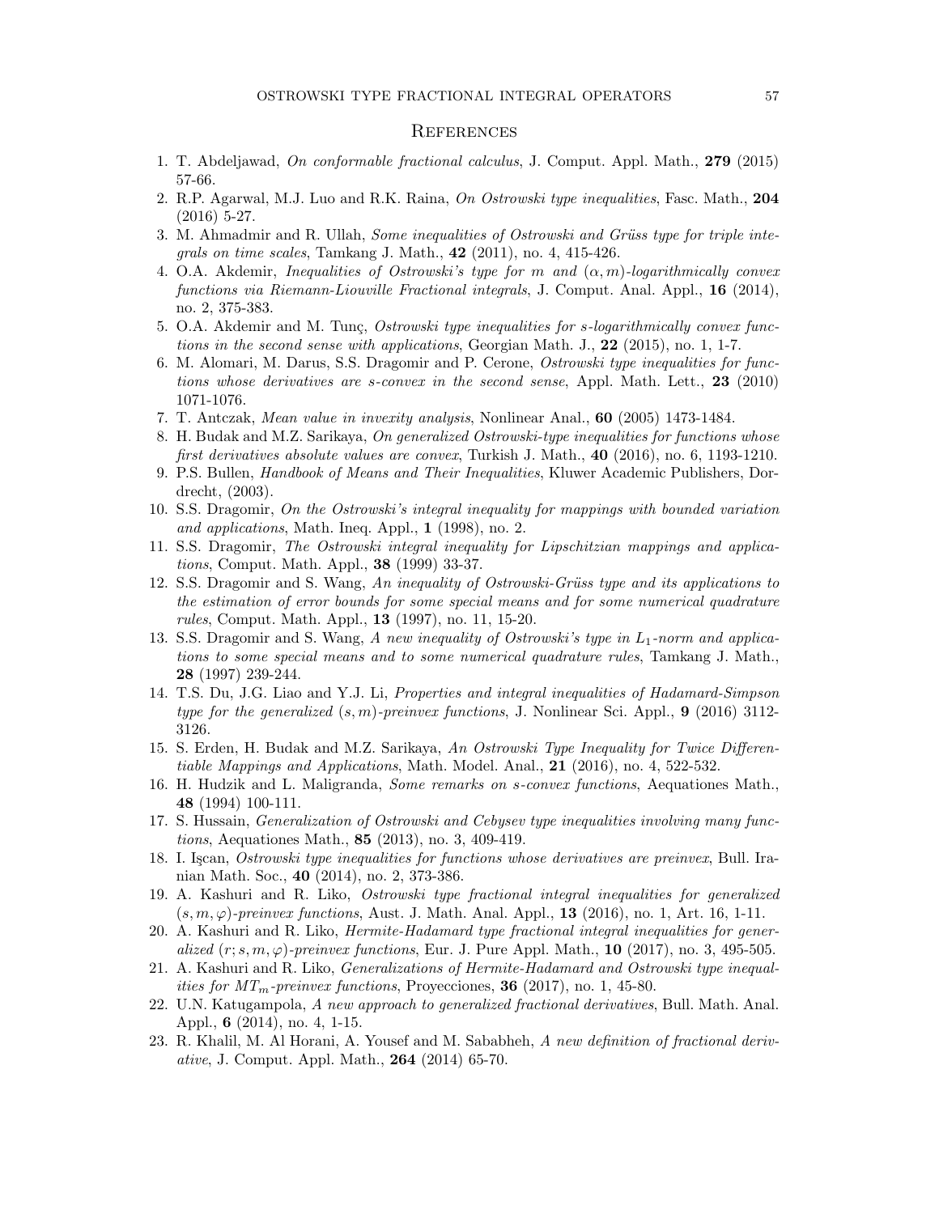## References

1. T. Abdeljawad, *On conformable fractional calculus*, J. Comput. Appl. Math., **279** (2015) 57-66.
2. R.P. Agarwal, M.J. Luo and R.K. Raina, *On Ostrowski type inequalities*, Fasc. Math., **204** (2016) 5-27.
3. M. Ahmadmir and R. Ullah, *Some inequalities of Ostrowski and Grüss type for triple integrals on time scales*, Tamkang J. Math., **42** (2011), no. 4, 415-426.
4. O.A. Akdemir, *Inequalities of Ostrowski's type for $m$ and $(\alpha, m)$-logarithmically convex functions via Riemann-Liouville Fractional integrals*, J. Comput. Anal. Appl., **16** (2014), no. 2, 375-383.
5. O.A. Akdemir and M. Tunç, *Ostrowski type inequalities for $s$-logarithmically convex functions in the second sense with applications*, Georgian Math. J., **22** (2015), no. 1, 1-7.
6. M. Alomari, M. Darus, S.S. Dragomir and P. Cerone, *Ostrowski type inequalities for functions whose derivatives are $s$-convex in the second sense*, Appl. Math. Lett., **23** (2010) 1071-1076.
7. T. Antczak, *Mean value in invexity analysis*, Nonlinear Anal., **60** (2005) 1473-1484.
8. H. Budak and M.Z. Sarikaya, *On generalized Ostrowski-type inequalities for functions whose first derivatives absolute values are convex*, Turkish J. Math., **40** (2016), no. 6, 1193-1210.
9. P.S. Bullen, *Handbook of Means and Their Inequalities*, Kluwer Academic Publishers, Dordrecht, (2003).
10. S.S. Dragomir, *On the Ostrowski's integral inequality for mappings with bounded variation and applications*, Math. Ineq. Appl., **1** (1998), no. 2.
11. S.S. Dragomir, *The Ostrowski integral inequality for Lipschitzian mappings and applications*, Comput. Math. Appl., **38** (1999) 33-37.
12. S.S. Dragomir and S. Wang, *An inequality of Ostrowski-Grüss type and its applications to the estimation of error bounds for some special means and for some numerical quadrature rules*, Comput. Math. Appl., **13** (1997), no. 11, 15-20.
13. S.S. Dragomir and S. Wang, *A new inequality of Ostrowski's type in $L_1$-norm and applications to some special means and to some numerical quadrature rules*, Tamkang J. Math., **28** (1997) 239-244.
14. T.S. Du, J.G. Liao and Y.J. Li, *Properties and integral inequalities of Hadamard-Simpson type for the generalized $(s, m)$-preinvex functions*, J. Nonlinear Sci. Appl., **9** (2016) 3112-3126.
15. S. Erden, H. Budak and M.Z. Sarikaya, *An Ostrowski Type Inequality for Twice Differentiable Mappings and Applications*, Math. Model. Anal., **21** (2016), no. 4, 522-532.
16. H. Hudzik and L. Maligranda, *Some remarks on $s$-convex functions*, Aequationes Math., **48** (1994) 100-111.
17. S. Hussain, *Generalization of Ostrowski and Cebysev type inequalities involving many functions*, Aequationes Math., **85** (2013), no. 3, 409-419.
18. I. Işcan, *Ostrowski type inequalities for functions whose derivatives are preinvex*, Bull. Iranian Math. Soc., **40** (2014), no. 2, 373-386.
19. A. Kashuri and R. Liko, *Ostrowski type fractional integral inequalities for generalized $(s, m, \varphi)$-preinvex functions*, Aust. J. Math. Anal. Appl., **13** (2016), no. 1, Art. 16, 1-11.
20. A. Kashuri and R. Liko, *Hermite-Hadamard type fractional integral inequalities for generalized $(r; s, m, \varphi)$-preinvex functions*, Eur. J. Pure Appl. Math., **10** (2017), no. 3, 495-505.
21. A. Kashuri and R. Liko, *Generalizations of Hermite-Hadamard and Ostrowski type inequalities for $MT_m$-preinvex functions*, Proyecciones, **36** (2017), no. 1, 45-80.
22. U.N. Katugampola, *A new approach to generalized fractional derivatives*, Bull. Math. Anal. Appl., **6** (2014), no. 4, 1-15.
23. R. Khalil, M. Al Horani, A. Yousef and M. Sababheh, *A new definition of fractional derivative*, J. Comput. Appl. Math., **264** (2014) 65-70.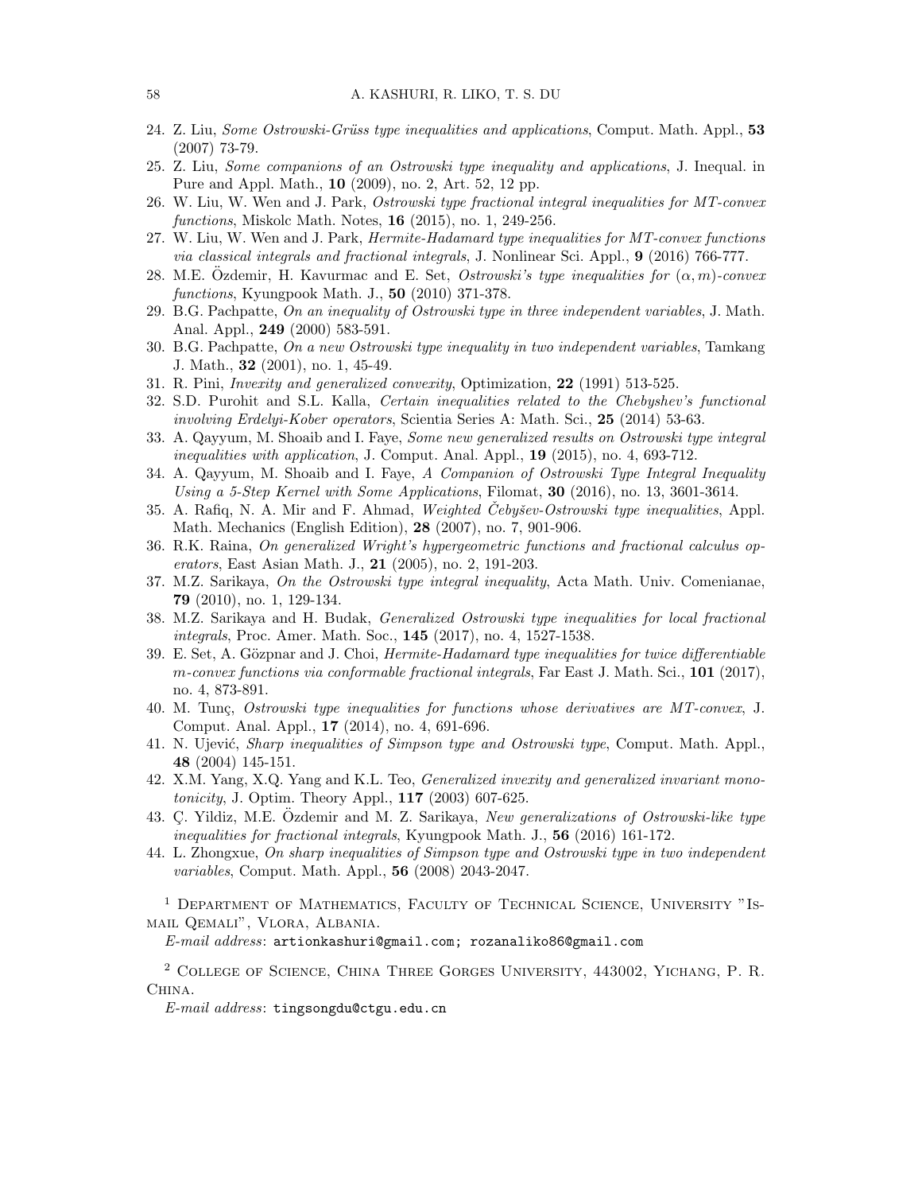24. Z. Liu, *Some Ostrowski-Grüss type inequalities and applications*, Comput. Math. Appl., **53** (2007) 73-79.
25. Z. Liu, *Some companions of an Ostrowski type inequality and applications*, J. Inequal. in Pure and Appl. Math., **10** (2009), no. 2, Art. 52, 12 pp.
26. W. Liu, W. Wen and J. Park, *Ostrowski type fractional integral inequalities for MT-convex functions*, Miskolc Math. Notes, **16** (2015), no. 1, 249-256.
27. W. Liu, W. Wen and J. Park, *Hermite-Hadamard type inequalities for MT-convex functions via classical integrals and fractional integrals*, J. Nonlinear Sci. Appl., **9** (2016) 766-777.
28. M.E. Özdemir, H. Kavurmac and E. Set, *Ostrowski's type inequalities for* $(\alpha, m)$*-convex functions*, Kyungpook Math. J., **50** (2010) 371-378.
29. B.G. Pachpatte, *On an inequality of Ostrowski type in three independent variables*, J. Math. Anal. Appl., **249** (2000) 583-591.
30. B.G. Pachpatte, *On a new Ostrowski type inequality in two independent variables*, Tamkang J. Math., **32** (2001), no. 1, 45-49.
31. R. Pini, *Invexity and generalized convexity*, Optimization, **22** (1991) 513-525.
32. S.D. Purohit and S.L. Kalla, *Certain inequalities related to the Chebyshev's functional involving Erdelyi-Kober operators*, Scientia Series A: Math. Sci., **25** (2014) 53-63.
33. A. Qayyum, M. Shoaib and I. Faye, *Some new generalized results on Ostrowski type integral inequalities with application*, J. Comput. Anal. Appl., **19** (2015), no. 4, 693-712.
34. A. Qayyum, M. Shoaib and I. Faye, *A Companion of Ostrowski Type Integral Inequality Using a 5-Step Kernel with Some Applications*, Filomat, **30** (2016), no. 13, 3601-3614.
35. A. Rafiq, N. A. Mir and F. Ahmad, *Weighted Čebyšev-Ostrowski type inequalities*, Appl. Math. Mechanics (English Edition), **28** (2007), no. 7, 901-906.
36. R.K. Raina, *On generalized Wright's hypergeometric functions and fractional calculus operators*, East Asian Math. J., **21** (2005), no. 2, 191-203.
37. M.Z. Sarikaya, *On the Ostrowski type integral inequality*, Acta Math. Univ. Comenianae, **79** (2010), no. 1, 129-134.
38. M.Z. Sarikaya and H. Budak, *Generalized Ostrowski type inequalities for local fractional integrals*, Proc. Amer. Math. Soc., **145** (2017), no. 4, 1527-1538.
39. E. Set, A. Gözpnar and J. Choi, *Hermite-Hadamard type inequalities for twice differentiable* $m$*-convex functions via conformable fractional integrals*, Far East J. Math. Sci., **101** (2017), no. 4, 873-891.
40. M. Tunç, *Ostrowski type inequalities for functions whose derivatives are MT-convex*, J. Comput. Anal. Appl., **17** (2014), no. 4, 691-696.
41. N. Ujević, *Sharp inequalities of Simpson type and Ostrowski type*, Comput. Math. Appl., **48** (2004) 145-151.
42. X.M. Yang, X.Q. Yang and K.L. Teo, *Generalized invexity and generalized invariant monotonicity*, J. Optim. Theory Appl., **117** (2003) 607-625.
43. Ç. Yildiz, M.E. Özdemir and M. Z. Sarikaya, *New generalizations of Ostrowski-like type inequalities for fractional integrals*, Kyungpook Math. J., **56** (2016) 161-172.
44. L. Zhongxue, *On sharp inequalities of Simpson type and Ostrowski type in two independent variables*, Comput. Math. Appl., **56** (2008) 2043-2047.

[1] Department of Mathematics, Faculty of Technical Science, University "Ismail Qemali", Vlora, Albania.

*E-mail address*: artionkashuri@gmail.com; rozanaliko86@gmail.com

[2] College of Science, China Three Gorges University, 443002, Yichang, P. R. China.

*E-mail address*: tingsongdu@ctgu.edu.cn